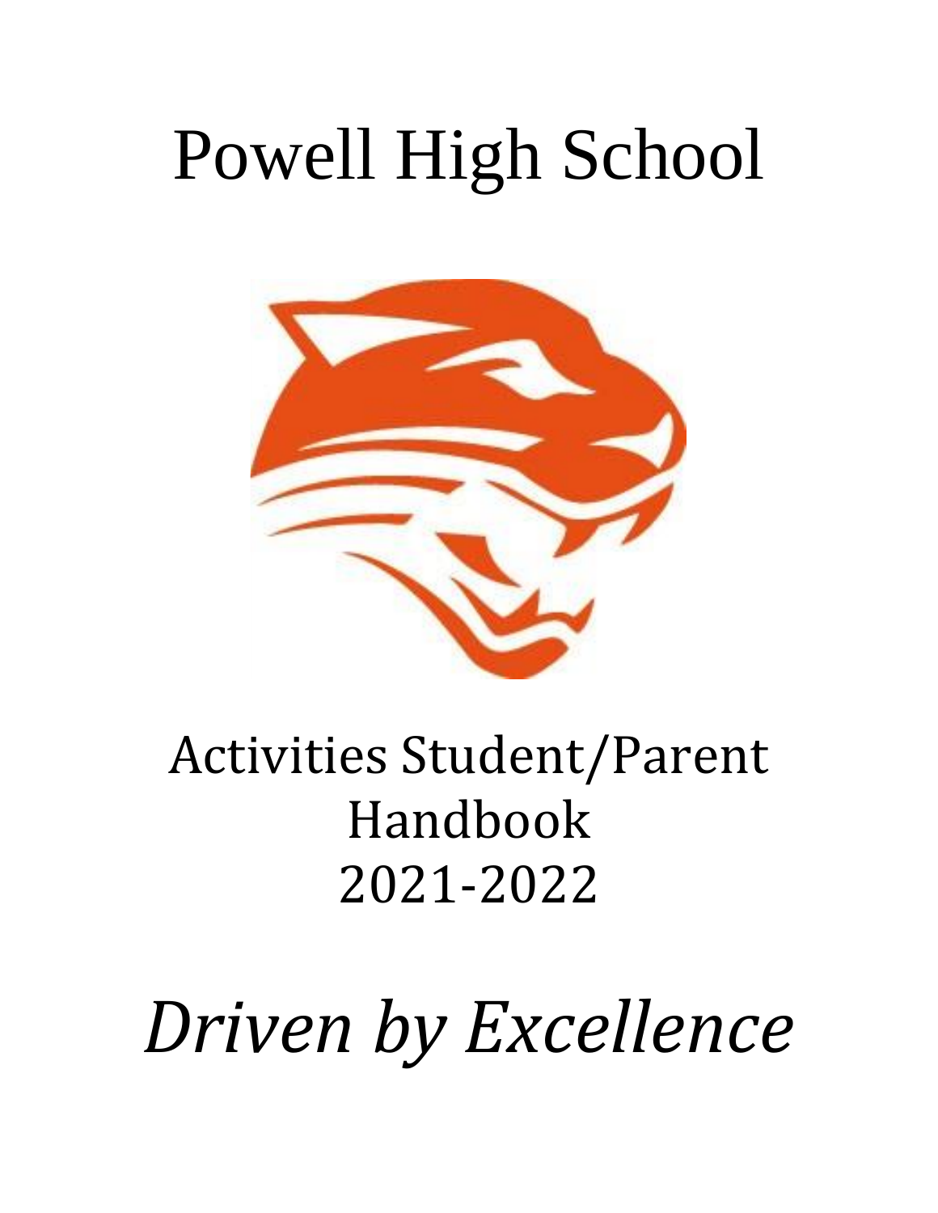# Powell High School

## Activities Student/Parent Handbook
## 2021-2022

*Driven by Excellence*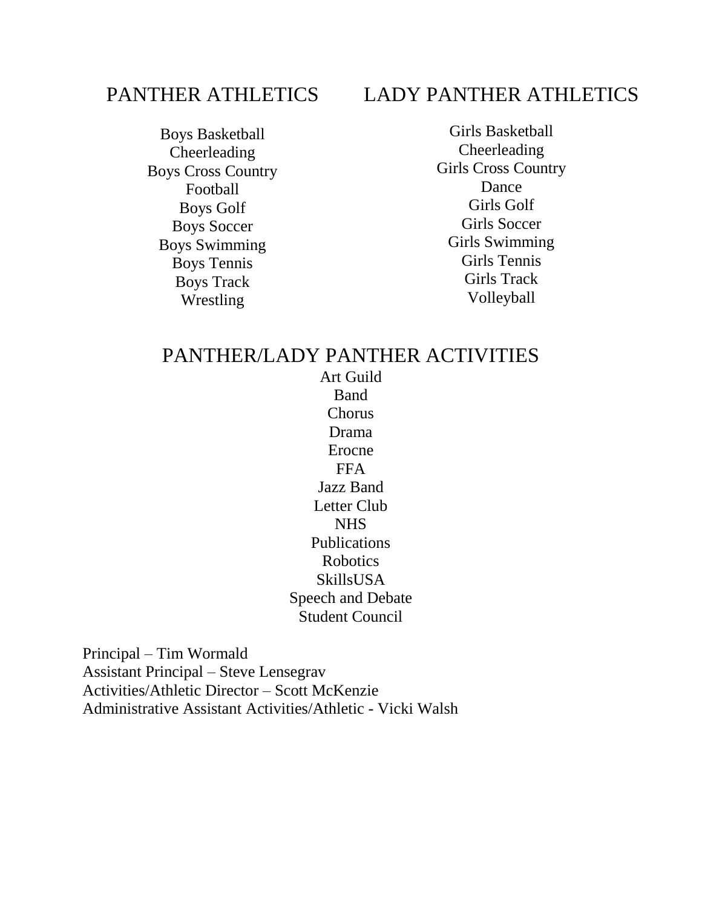## PANTHER ATHLETICS

Boys Basketball
Cheerleading
Boys Cross Country
Football
Boys Golf
Boys Soccer
Boys Swimming
Boys Tennis
Boys Track
Wrestling

## LADY PANTHER ATHLETICS

Girls Basketball
Cheerleading
Girls Cross Country
Dance
Girls Golf
Girls Soccer
Girls Swimming
Girls Tennis
Girls Track
Volleyball

## PANTHER/LADY PANTHER ACTIVITIES

Art Guild
Band
Chorus
Drama
Erocne
FFA
Jazz Band
Letter Club
NHS
Publications
Robotics
SkillsUSA
Speech and Debate
Student Council

Principal – Tim Wormald
Assistant Principal – Steve Lensegrav
Activities/Athletic Director – Scott McKenzie
Administrative Assistant Activities/Athletic - Vicki Walsh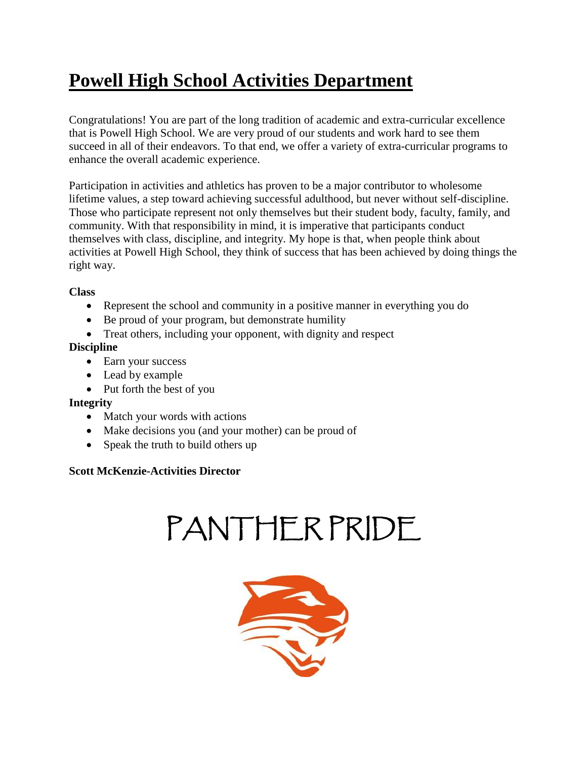# Powell High School Activities Department

Congratulations! You are part of the long tradition of academic and extra-curricular excellence that is Powell High School. We are very proud of our students and work hard to see them succeed in all of their endeavors. To that end, we offer a variety of extra-curricular programs to enhance the overall academic experience.

Participation in activities and athletics has proven to be a major contributor to wholesome lifetime values, a step toward achieving successful adulthood, but never without self-discipline. Those who participate represent not only themselves but their student body, faculty, family, and community. With that responsibility in mind, it is imperative that participants conduct themselves with class, discipline, and integrity. My hope is that, when people think about activities at Powell High School, they think of success that has been achieved by doing things the right way.

**Class**

- Represent the school and community in a positive manner in everything you do
- Be proud of your program, but demonstrate humility
- Treat others, including your opponent, with dignity and respect

**Discipline**

- Earn your success
- Lead by example
- Put forth the best of you

**Integrity**

- Match your words with actions
- Make decisions you (and your mother) can be proud of
- Speak the truth to build others up

**Scott McKenzie-Activities Director**

PANTHER PRIDE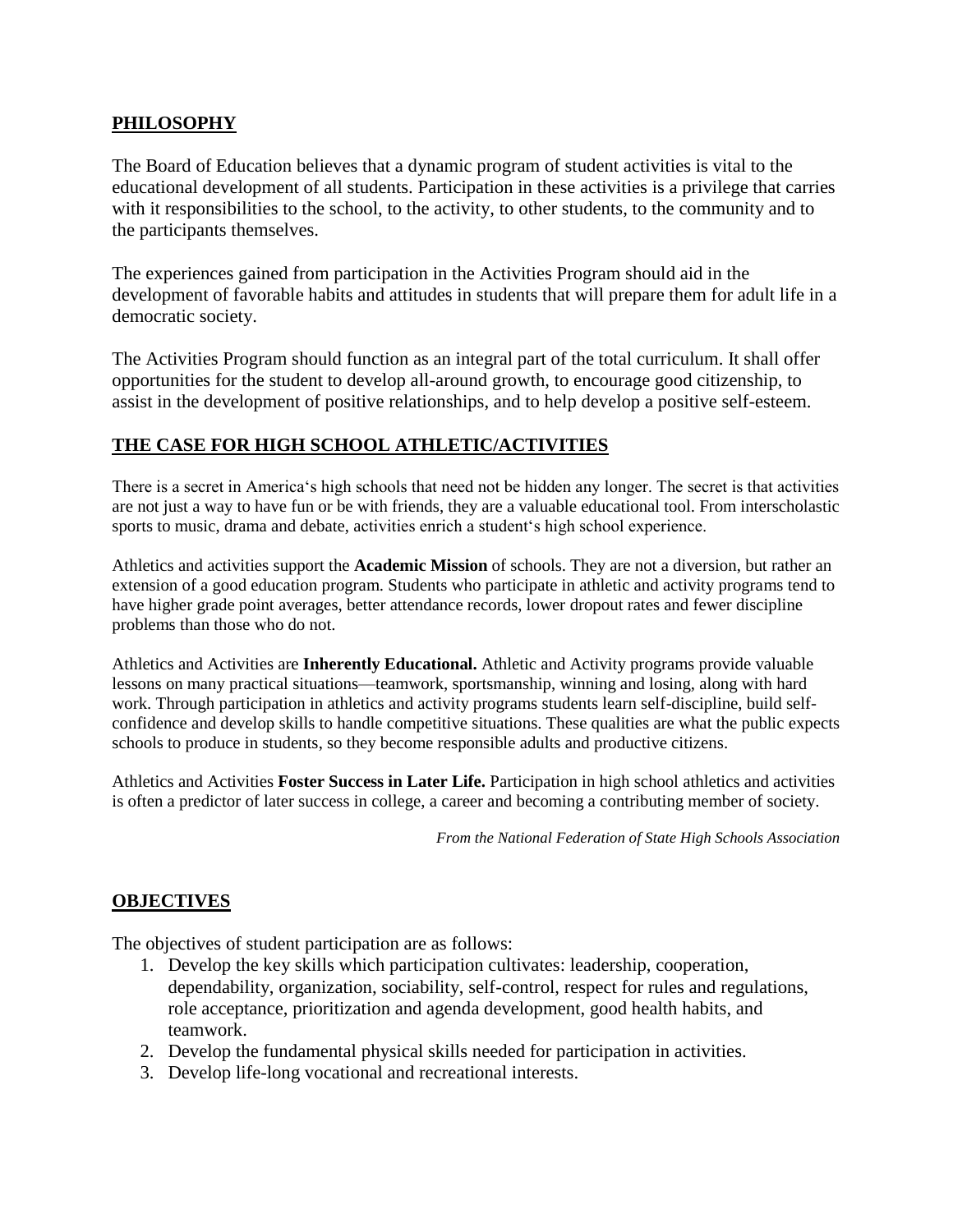## PHILOSOPHY

The Board of Education believes that a dynamic program of student activities is vital to the educational development of all students. Participation in these activities is a privilege that carries with it responsibilities to the school, to the activity, to other students, to the community and to the participants themselves.

The experiences gained from participation in the Activities Program should aid in the development of favorable habits and attitudes in students that will prepare them for adult life in a democratic society.

The Activities Program should function as an integral part of the total curriculum. It shall offer opportunities for the student to develop all-around growth, to encourage good citizenship, to assist in the development of positive relationships, and to help develop a positive self-esteem.

## THE CASE FOR HIGH SCHOOL ATHLETIC/ACTIVITIES

There is a secret in America's high schools that need not be hidden any longer. The secret is that activities are not just a way to have fun or be with friends, they are a valuable educational tool. From interscholastic sports to music, drama and debate, activities enrich a student's high school experience.

Athletics and activities support the **Academic Mission** of schools. They are not a diversion, but rather an extension of a good education program. Students who participate in athletic and activity programs tend to have higher grade point averages, better attendance records, lower dropout rates and fewer discipline problems than those who do not.

Athletics and Activities are **Inherently Educational.** Athletic and Activity programs provide valuable lessons on many practical situations—teamwork, sportsmanship, winning and losing, along with hard work. Through participation in athletics and activity programs students learn self-discipline, build self-confidence and develop skills to handle competitive situations. These qualities are what the public expects schools to produce in students, so they become responsible adults and productive citizens.

Athletics and Activities **Foster Success in Later Life.** Participation in high school athletics and activities is often a predictor of later success in college, a career and becoming a contributing member of society.

*From the National Federation of State High Schools Association*

## OBJECTIVES

The objectives of student participation are as follows:

1. Develop the key skills which participation cultivates: leadership, cooperation, dependability, organization, sociability, self-control, respect for rules and regulations, role acceptance, prioritization and agenda development, good health habits, and teamwork.
2. Develop the fundamental physical skills needed for participation in activities.
3. Develop life-long vocational and recreational interests.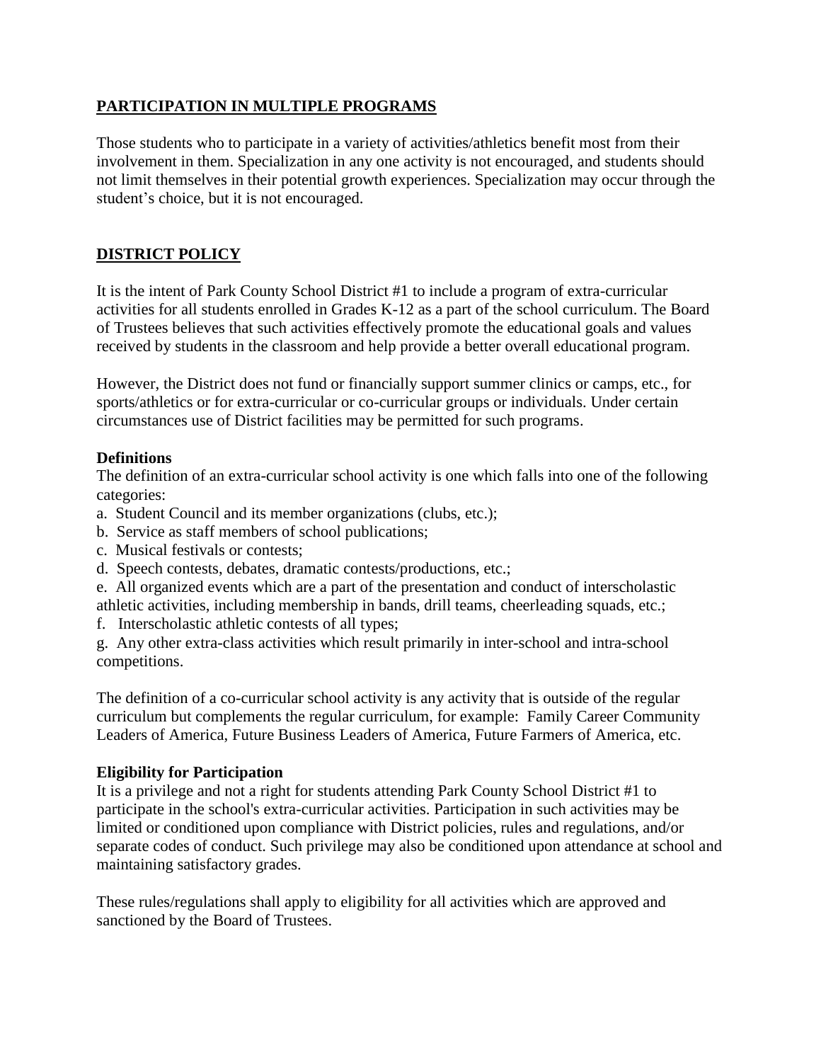## PARTICIPATION IN MULTIPLE PROGRAMS

Those students who to participate in a variety of activities/athletics benefit most from their involvement in them. Specialization in any one activity is not encouraged, and students should not limit themselves in their potential growth experiences. Specialization may occur through the student's choice, but it is not encouraged.

## DISTRICT POLICY

It is the intent of Park County School District #1 to include a program of extra-curricular activities for all students enrolled in Grades K-12 as a part of the school curriculum. The Board of Trustees believes that such activities effectively promote the educational goals and values received by students in the classroom and help provide a better overall educational program.

However, the District does not fund or financially support summer clinics or camps, etc., for sports/athletics or for extra-curricular or co-curricular groups or individuals. Under certain circumstances use of District facilities may be permitted for such programs.

### Definitions

The definition of an extra-curricular school activity is one which falls into one of the following categories:

a. Student Council and its member organizations (clubs, etc.);
b. Service as staff members of school publications;
c. Musical festivals or contests;
d. Speech contests, debates, dramatic contests/productions, etc.;
e. All organized events which are a part of the presentation and conduct of interscholastic athletic activities, including membership in bands, drill teams, cheerleading squads, etc.;
f. Interscholastic athletic contests of all types;
g. Any other extra-class activities which result primarily in inter-school and intra-school competitions.

The definition of a co-curricular school activity is any activity that is outside of the regular curriculum but complements the regular curriculum, for example: Family Career Community Leaders of America, Future Business Leaders of America, Future Farmers of America, etc.

### Eligibility for Participation

It is a privilege and not a right for students attending Park County School District #1 to participate in the school's extra-curricular activities. Participation in such activities may be limited or conditioned upon compliance with District policies, rules and regulations, and/or separate codes of conduct. Such privilege may also be conditioned upon attendance at school and maintaining satisfactory grades.

These rules/regulations shall apply to eligibility for all activities which are approved and sanctioned by the Board of Trustees.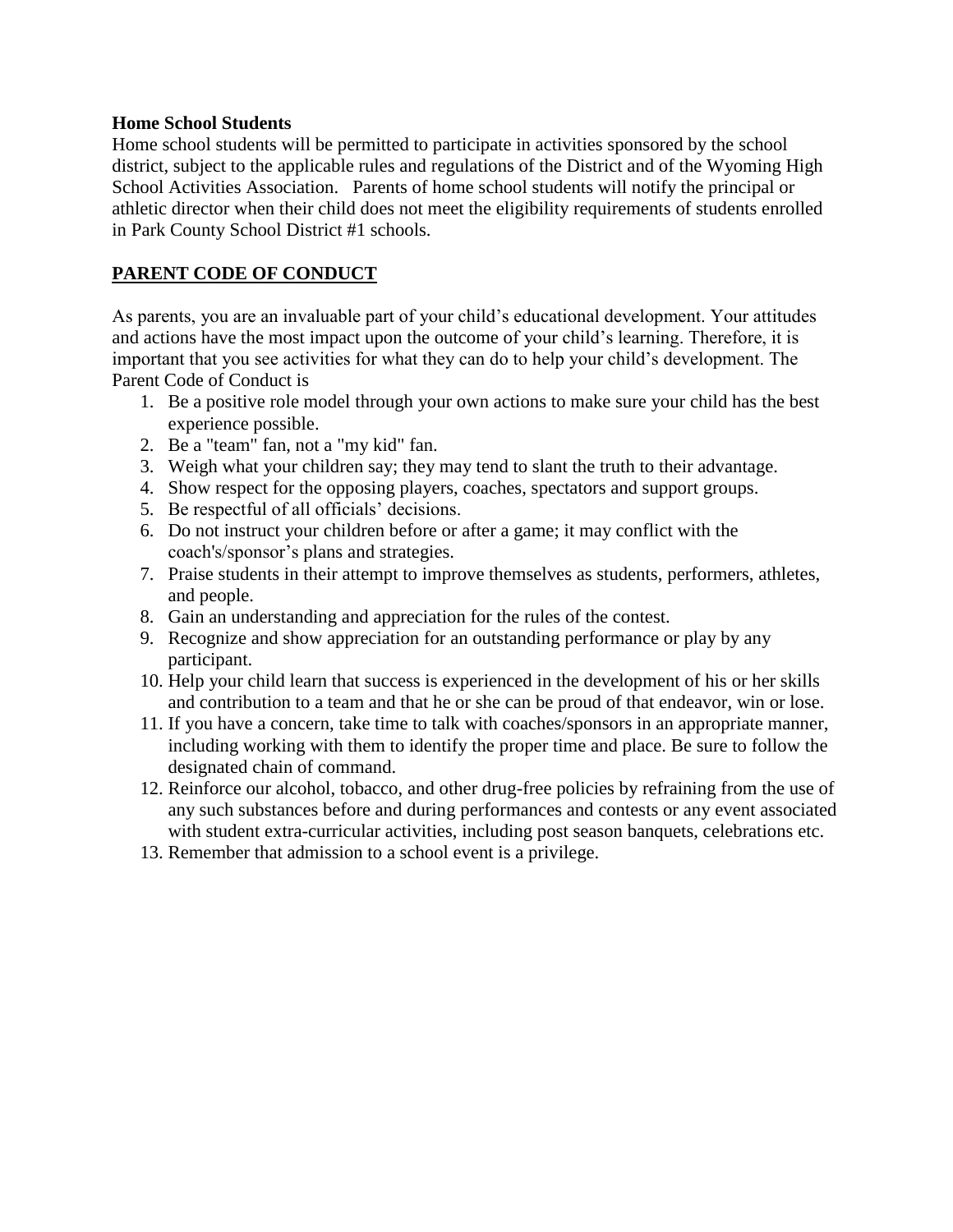**Home School Students**

Home school students will be permitted to participate in activities sponsored by the school district, subject to the applicable rules and regulations of the District and of the Wyoming High School Activities Association. Parents of home school students will notify the principal or athletic director when their child does not meet the eligibility requirements of students enrolled in Park County School District #1 schools.

## PARENT CODE OF CONDUCT

As parents, you are an invaluable part of your child's educational development. Your attitudes and actions have the most impact upon the outcome of your child's learning. Therefore, it is important that you see activities for what they can do to help your child's development. The Parent Code of Conduct is

1. Be a positive role model through your own actions to make sure your child has the best experience possible.
2. Be a "team" fan, not a "my kid" fan.
3. Weigh what your children say; they may tend to slant the truth to their advantage.
4. Show respect for the opposing players, coaches, spectators and support groups.
5. Be respectful of all officials' decisions.
6. Do not instruct your children before or after a game; it may conflict with the coach's/sponsor's plans and strategies.
7. Praise students in their attempt to improve themselves as students, performers, athletes, and people.
8. Gain an understanding and appreciation for the rules of the contest.
9. Recognize and show appreciation for an outstanding performance or play by any participant.
10. Help your child learn that success is experienced in the development of his or her skills and contribution to a team and that he or she can be proud of that endeavor, win or lose.
11. If you have a concern, take time to talk with coaches/sponsors in an appropriate manner, including working with them to identify the proper time and place. Be sure to follow the designated chain of command.
12. Reinforce our alcohol, tobacco, and other drug-free policies by refraining from the use of any such substances before and during performances and contests or any event associated with student extra-curricular activities, including post season banquets, celebrations etc.
13. Remember that admission to a school event is a privilege.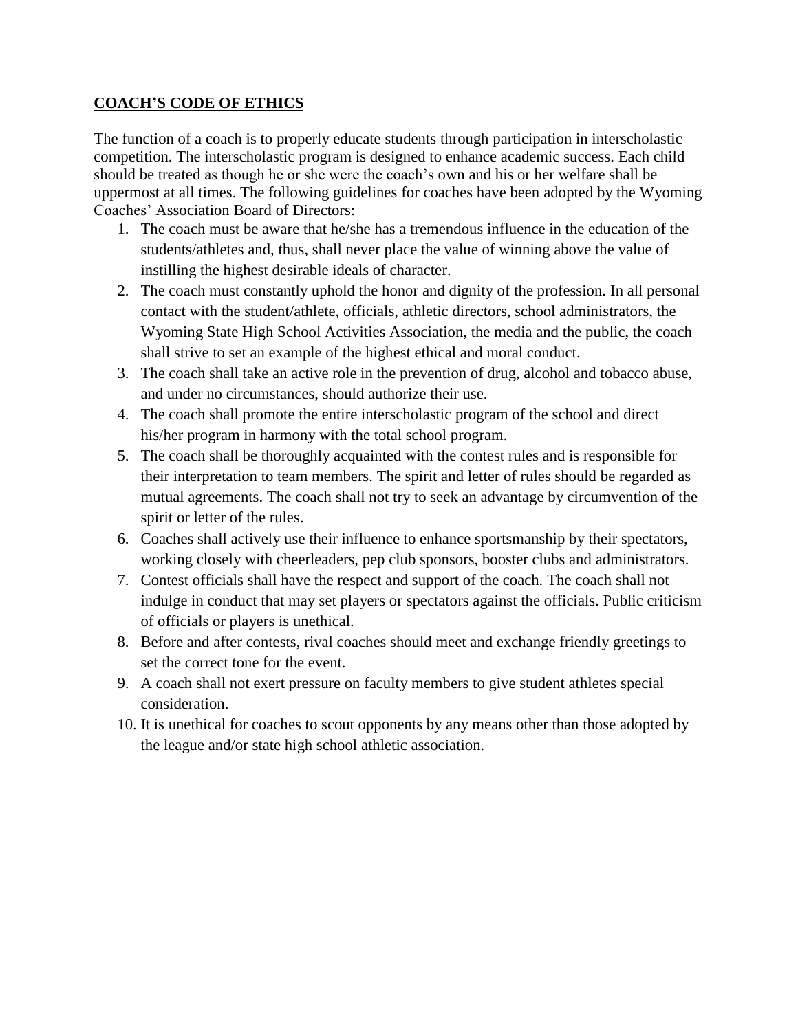## COACH'S CODE OF ETHICS

The function of a coach is to properly educate students through participation in interscholastic competition. The interscholastic program is designed to enhance academic success. Each child should be treated as though he or she were the coach's own and his or her welfare shall be uppermost at all times. The following guidelines for coaches have been adopted by the Wyoming Coaches' Association Board of Directors:

1. The coach must be aware that he/she has a tremendous influence in the education of the students/athletes and, thus, shall never place the value of winning above the value of instilling the highest desirable ideals of character.
2. The coach must constantly uphold the honor and dignity of the profession. In all personal contact with the student/athlete, officials, athletic directors, school administrators, the Wyoming State High School Activities Association, the media and the public, the coach shall strive to set an example of the highest ethical and moral conduct.
3. The coach shall take an active role in the prevention of drug, alcohol and tobacco abuse, and under no circumstances, should authorize their use.
4. The coach shall promote the entire interscholastic program of the school and direct his/her program in harmony with the total school program.
5. The coach shall be thoroughly acquainted with the contest rules and is responsible for their interpretation to team members. The spirit and letter of rules should be regarded as mutual agreements. The coach shall not try to seek an advantage by circumvention of the spirit or letter of the rules.
6. Coaches shall actively use their influence to enhance sportsmanship by their spectators, working closely with cheerleaders, pep club sponsors, booster clubs and administrators.
7. Contest officials shall have the respect and support of the coach. The coach shall not indulge in conduct that may set players or spectators against the officials. Public criticism of officials or players is unethical.
8. Before and after contests, rival coaches should meet and exchange friendly greetings to set the correct tone for the event.
9. A coach shall not exert pressure on faculty members to give student athletes special consideration.
10. It is unethical for coaches to scout opponents by any means other than those adopted by the league and/or state high school athletic association.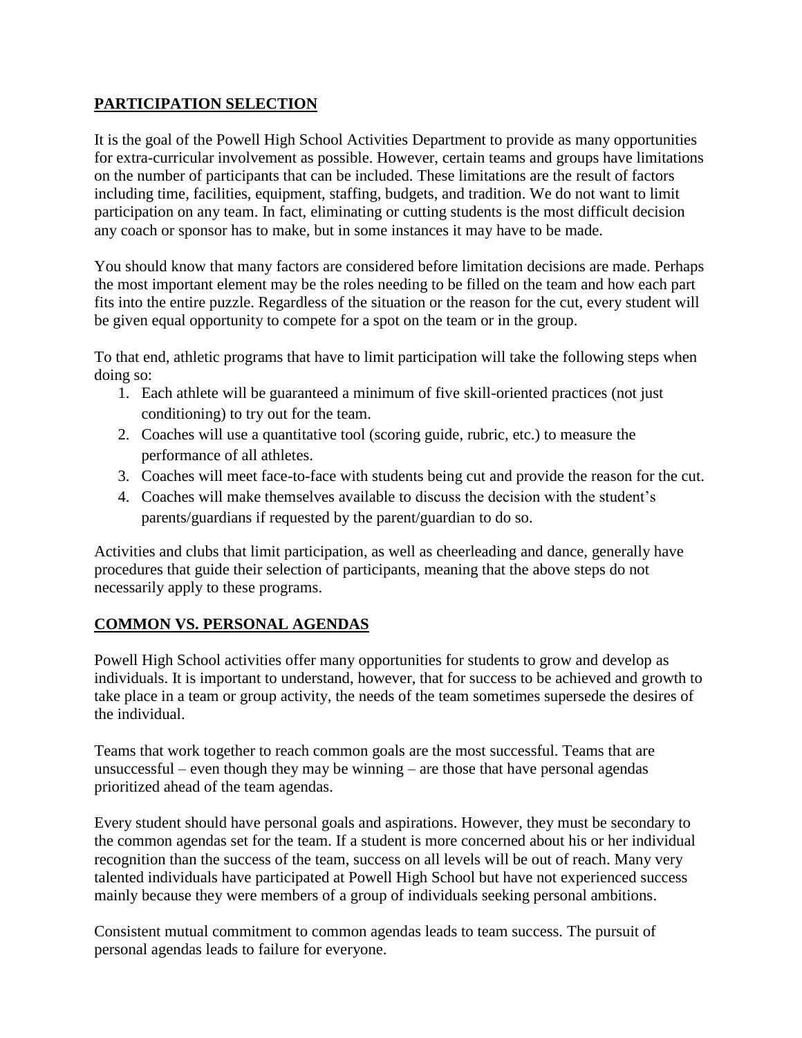## PARTICIPATION SELECTION

It is the goal of the Powell High School Activities Department to provide as many opportunities for extra-curricular involvement as possible. However, certain teams and groups have limitations on the number of participants that can be included. These limitations are the result of factors including time, facilities, equipment, staffing, budgets, and tradition. We do not want to limit participation on any team. In fact, eliminating or cutting students is the most difficult decision any coach or sponsor has to make, but in some instances it may have to be made.

You should know that many factors are considered before limitation decisions are made. Perhaps the most important element may be the roles needing to be filled on the team and how each part fits into the entire puzzle. Regardless of the situation or the reason for the cut, every student will be given equal opportunity to compete for a spot on the team or in the group.

To that end, athletic programs that have to limit participation will take the following steps when doing so:

1. Each athlete will be guaranteed a minimum of five skill-oriented practices (not just conditioning) to try out for the team.
2. Coaches will use a quantitative tool (scoring guide, rubric, etc.) to measure the performance of all athletes.
3. Coaches will meet face-to-face with students being cut and provide the reason for the cut.
4. Coaches will make themselves available to discuss the decision with the student's parents/guardians if requested by the parent/guardian to do so.

Activities and clubs that limit participation, as well as cheerleading and dance, generally have procedures that guide their selection of participants, meaning that the above steps do not necessarily apply to these programs.

## COMMON VS. PERSONAL AGENDAS

Powell High School activities offer many opportunities for students to grow and develop as individuals. It is important to understand, however, that for success to be achieved and growth to take place in a team or group activity, the needs of the team sometimes supersede the desires of the individual.

Teams that work together to reach common goals are the most successful. Teams that are unsuccessful – even though they may be winning – are those that have personal agendas prioritized ahead of the team agendas.

Every student should have personal goals and aspirations. However, they must be secondary to the common agendas set for the team. If a student is more concerned about his or her individual recognition than the success of the team, success on all levels will be out of reach. Many very talented individuals have participated at Powell High School but have not experienced success mainly because they were members of a group of individuals seeking personal ambitions.

Consistent mutual commitment to common agendas leads to team success. The pursuit of personal agendas leads to failure for everyone.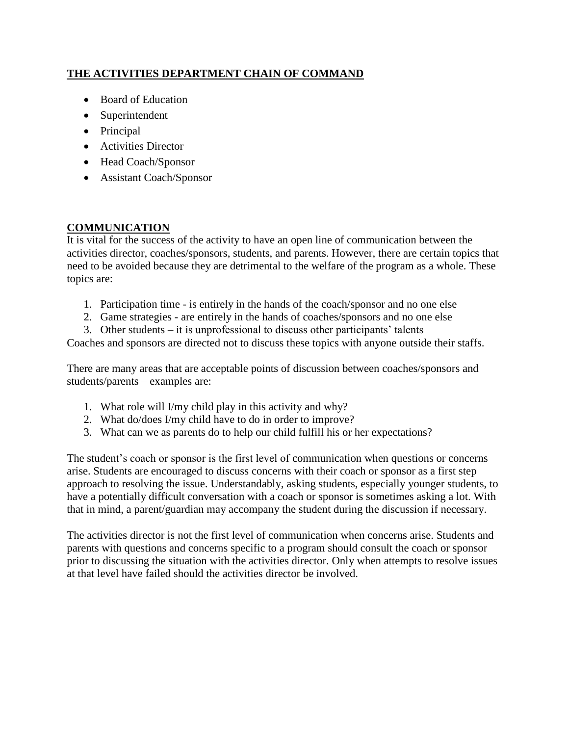## THE ACTIVITIES DEPARTMENT CHAIN OF COMMAND

- Board of Education
- Superintendent
- Principal
- Activities Director
- Head Coach/Sponsor
- Assistant Coach/Sponsor

## COMMUNICATION

It is vital for the success of the activity to have an open line of communication between the activities director, coaches/sponsors, students, and parents. However, there are certain topics that need to be avoided because they are detrimental to the welfare of the program as a whole. These topics are:

1. Participation time - is entirely in the hands of the coach/sponsor and no one else
2. Game strategies - are entirely in the hands of coaches/sponsors and no one else
3. Other students – it is unprofessional to discuss other participants' talents

Coaches and sponsors are directed not to discuss these topics with anyone outside their staffs.

There are many areas that are acceptable points of discussion between coaches/sponsors and students/parents – examples are:

1. What role will I/my child play in this activity and why?
2. What do/does I/my child have to do in order to improve?
3. What can we as parents do to help our child fulfill his or her expectations?

The student's coach or sponsor is the first level of communication when questions or concerns arise. Students are encouraged to discuss concerns with their coach or sponsor as a first step approach to resolving the issue. Understandably, asking students, especially younger students, to have a potentially difficult conversation with a coach or sponsor is sometimes asking a lot. With that in mind, a parent/guardian may accompany the student during the discussion if necessary.

The activities director is not the first level of communication when concerns arise. Students and parents with questions and concerns specific to a program should consult the coach or sponsor prior to discussing the situation with the activities director. Only when attempts to resolve issues at that level have failed should the activities director be involved.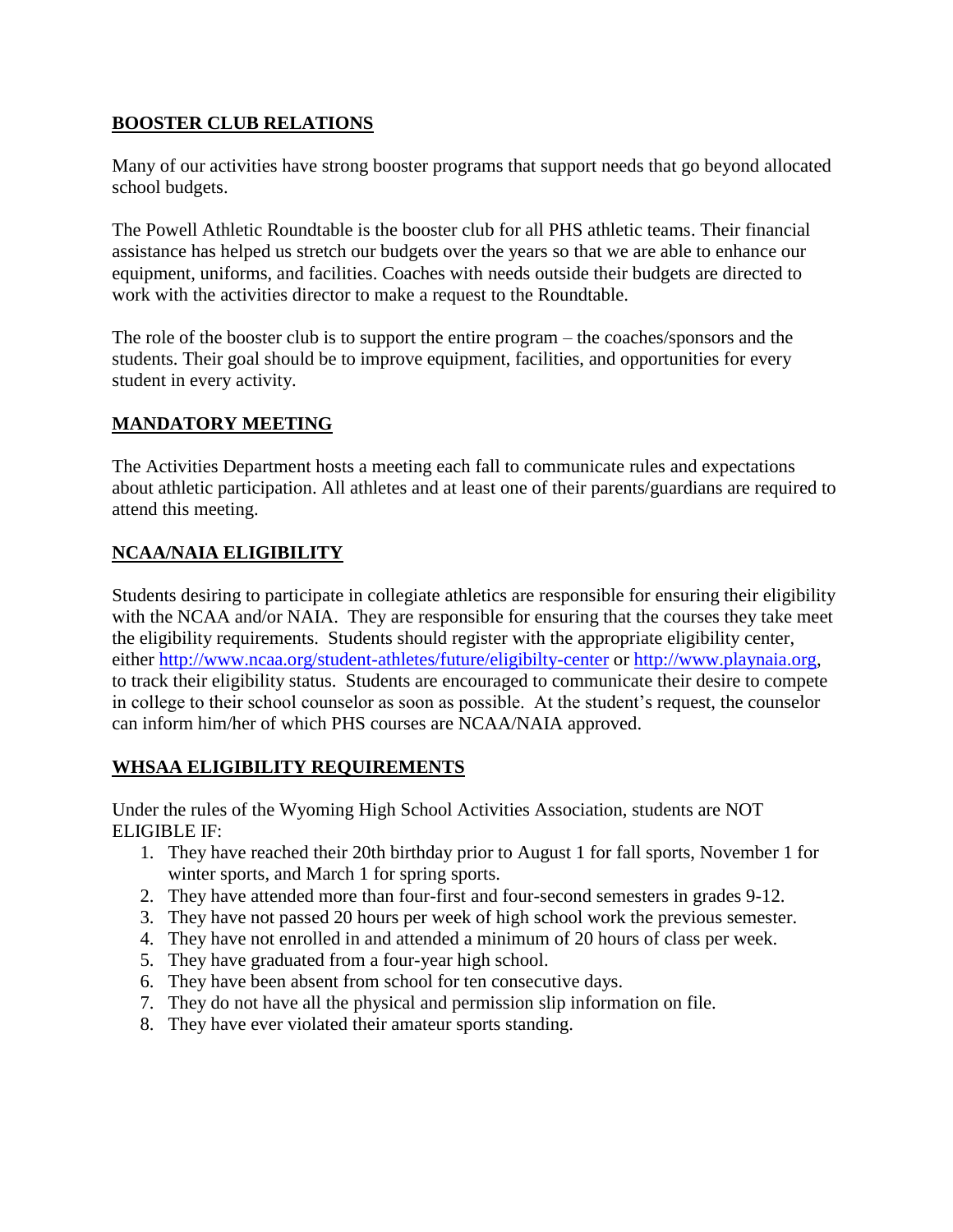## BOOSTER CLUB RELATIONS

Many of our activities have strong booster programs that support needs that go beyond allocated school budgets.

The Powell Athletic Roundtable is the booster club for all PHS athletic teams. Their financial assistance has helped us stretch our budgets over the years so that we are able to enhance our equipment, uniforms, and facilities. Coaches with needs outside their budgets are directed to work with the activities director to make a request to the Roundtable.

The role of the booster club is to support the entire program – the coaches/sponsors and the students. Their goal should be to improve equipment, facilities, and opportunities for every student in every activity.

## MANDATORY MEETING

The Activities Department hosts a meeting each fall to communicate rules and expectations about athletic participation. All athletes and at least one of their parents/guardians are required to attend this meeting.

## NCAA/NAIA ELIGIBILITY

Students desiring to participate in collegiate athletics are responsible for ensuring their eligibility with the NCAA and/or NAIA. They are responsible for ensuring that the courses they take meet the eligibility requirements. Students should register with the appropriate eligibility center, either http://www.ncaa.org/student-athletes/future/eligibilty-center or http://www.playnaia.org, to track their eligibility status. Students are encouraged to communicate their desire to compete in college to their school counselor as soon as possible. At the student's request, the counselor can inform him/her of which PHS courses are NCAA/NAIA approved.

## WHSAA ELIGIBILITY REQUIREMENTS

Under the rules of the Wyoming High School Activities Association, students are NOT ELIGIBLE IF:

1. They have reached their 20th birthday prior to August 1 for fall sports, November 1 for winter sports, and March 1 for spring sports.
2. They have attended more than four-first and four-second semesters in grades 9-12.
3. They have not passed 20 hours per week of high school work the previous semester.
4. They have not enrolled in and attended a minimum of 20 hours of class per week.
5. They have graduated from a four-year high school.
6. They have been absent from school for ten consecutive days.
7. They do not have all the physical and permission slip information on file.
8. They have ever violated their amateur sports standing.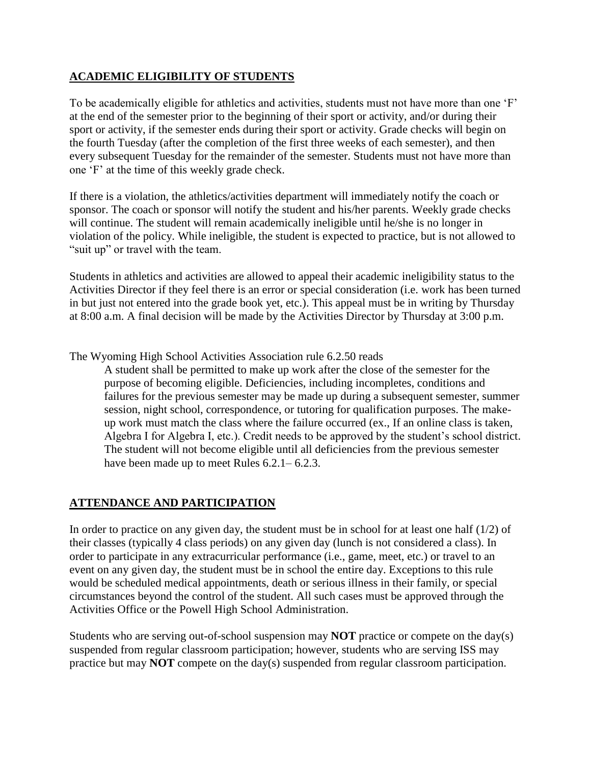## ACADEMIC ELIGIBILITY OF STUDENTS

To be academically eligible for athletics and activities, students must not have more than one 'F' at the end of the semester prior to the beginning of their sport or activity, and/or during their sport or activity, if the semester ends during their sport or activity. Grade checks will begin on the fourth Tuesday (after the completion of the first three weeks of each semester), and then every subsequent Tuesday for the remainder of the semester. Students must not have more than one 'F' at the time of this weekly grade check.

If there is a violation, the athletics/activities department will immediately notify the coach or sponsor. The coach or sponsor will notify the student and his/her parents. Weekly grade checks will continue. The student will remain academically ineligible until he/she is no longer in violation of the policy. While ineligible, the student is expected to practice, but is not allowed to "suit up" or travel with the team.

Students in athletics and activities are allowed to appeal their academic ineligibility status to the Activities Director if they feel there is an error or special consideration (i.e. work has been turned in but just not entered into the grade book yet, etc.). This appeal must be in writing by Thursday at 8:00 a.m. A final decision will be made by the Activities Director by Thursday at 3:00 p.m.

The Wyoming High School Activities Association rule 6.2.50 reads

> A student shall be permitted to make up work after the close of the semester for the purpose of becoming eligible. Deficiencies, including incompletes, conditions and failures for the previous semester may be made up during a subsequent semester, summer session, night school, correspondence, or tutoring for qualification purposes. The make-up work must match the class where the failure occurred (ex., If an online class is taken, Algebra I for Algebra I, etc.). Credit needs to be approved by the student's school district. The student will not become eligible until all deficiencies from the previous semester have been made up to meet Rules 6.2.1– 6.2.3.

## ATTENDANCE AND PARTICIPATION

In order to practice on any given day, the student must be in school for at least one half (1/2) of their classes (typically 4 class periods) on any given day (lunch is not considered a class). In order to participate in any extracurricular performance (i.e., game, meet, etc.) or travel to an event on any given day, the student must be in school the entire day. Exceptions to this rule would be scheduled medical appointments, death or serious illness in their family, or special circumstances beyond the control of the student. All such cases must be approved through the Activities Office or the Powell High School Administration.

Students who are serving out-of-school suspension may **NOT** practice or compete on the day(s) suspended from regular classroom participation; however, students who are serving ISS may practice but may **NOT** compete on the day(s) suspended from regular classroom participation.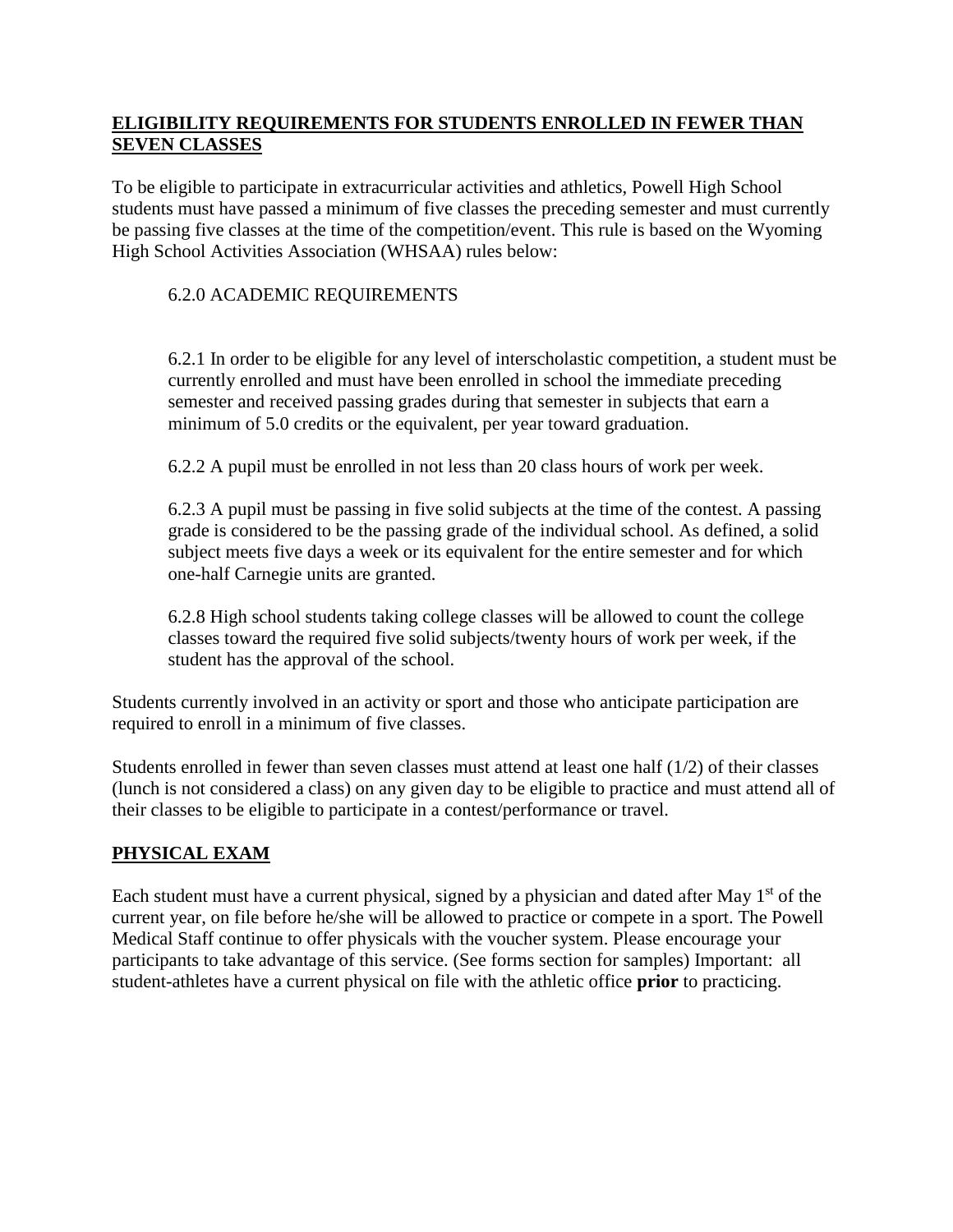## ELIGIBILITY REQUIREMENTS FOR STUDENTS ENROLLED IN FEWER THAN SEVEN CLASSES

To be eligible to participate in extracurricular activities and athletics, Powell High School students must have passed a minimum of five classes the preceding semester and must currently be passing five classes at the time of the competition/event. This rule is based on the Wyoming High School Activities Association (WHSAA) rules below:

> 6.2.0 ACADEMIC REQUIREMENTS
>
> 6.2.1 In order to be eligible for any level of interscholastic competition, a student must be currently enrolled and must have been enrolled in school the immediate preceding semester and received passing grades during that semester in subjects that earn a minimum of 5.0 credits or the equivalent, per year toward graduation.
>
> 6.2.2 A pupil must be enrolled in not less than 20 class hours of work per week.
>
> 6.2.3 A pupil must be passing in five solid subjects at the time of the contest. A passing grade is considered to be the passing grade of the individual school. As defined, a solid subject meets five days a week or its equivalent for the entire semester and for which one-half Carnegie units are granted.
>
> 6.2.8 High school students taking college classes will be allowed to count the college classes toward the required five solid subjects/twenty hours of work per week, if the student has the approval of the school.

Students currently involved in an activity or sport and those who anticipate participation are required to enroll in a minimum of five classes.

Students enrolled in fewer than seven classes must attend at least one half (1/2) of their classes (lunch is not considered a class) on any given day to be eligible to practice and must attend all of their classes to be eligible to participate in a contest/performance or travel.

## PHYSICAL EXAM

Each student must have a current physical, signed by a physician and dated after May 1st of the current year, on file before he/she will be allowed to practice or compete in a sport. The Powell Medical Staff continue to offer physicals with the voucher system. Please encourage your participants to take advantage of this service. (See forms section for samples) Important: all student-athletes have a current physical on file with the athletic office **prior** to practicing.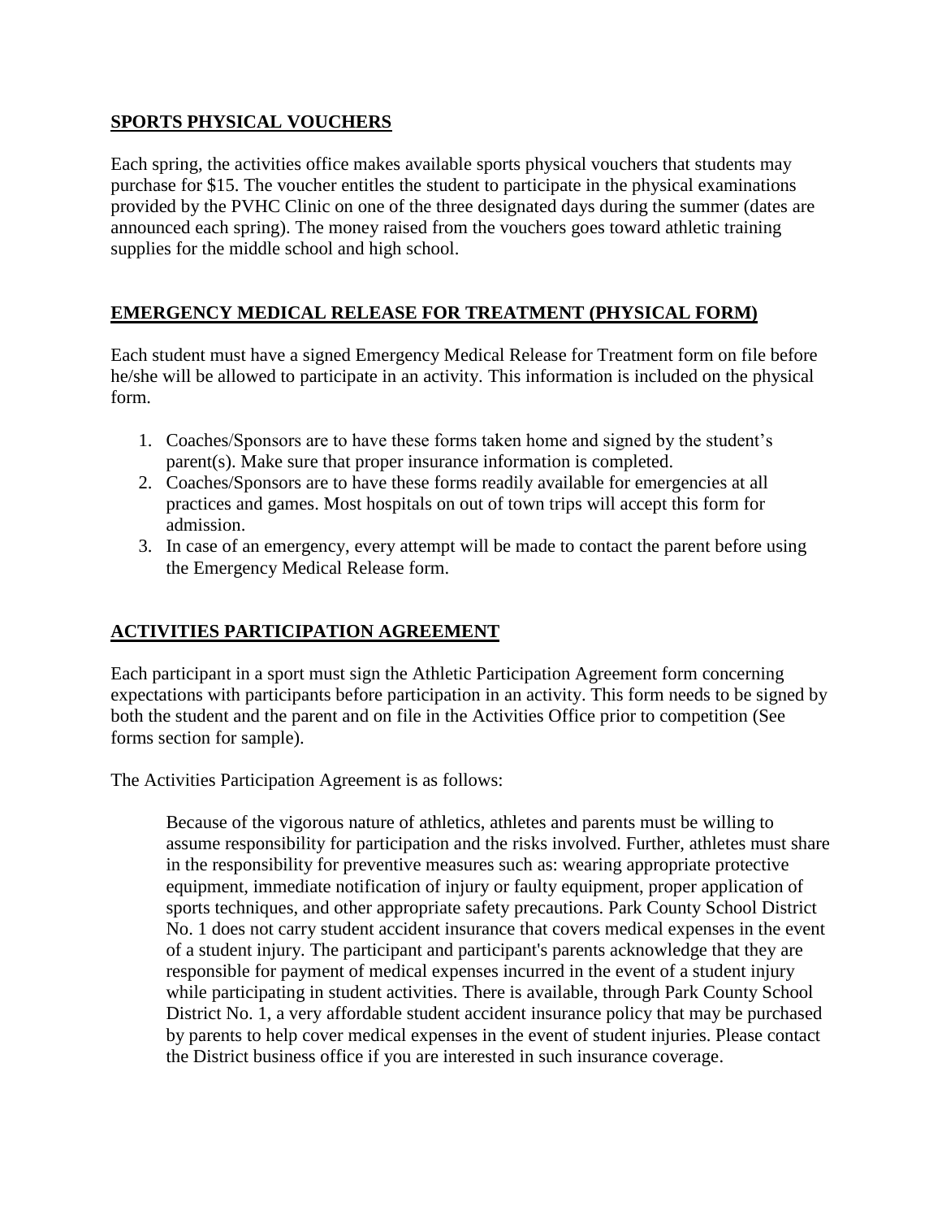## SPORTS PHYSICAL VOUCHERS

Each spring, the activities office makes available sports physical vouchers that students may purchase for $15. The voucher entitles the student to participate in the physical examinations provided by the PVHC Clinic on one of the three designated days during the summer (dates are announced each spring). The money raised from the vouchers goes toward athletic training supplies for the middle school and high school.

## EMERGENCY MEDICAL RELEASE FOR TREATMENT (PHYSICAL FORM)

Each student must have a signed Emergency Medical Release for Treatment form on file before he/she will be allowed to participate in an activity. This information is included on the physical form.

1. Coaches/Sponsors are to have these forms taken home and signed by the student's parent(s). Make sure that proper insurance information is completed.
2. Coaches/Sponsors are to have these forms readily available for emergencies at all practices and games. Most hospitals on out of town trips will accept this form for admission.
3. In case of an emergency, every attempt will be made to contact the parent before using the Emergency Medical Release form.

## ACTIVITIES PARTICIPATION AGREEMENT

Each participant in a sport must sign the Athletic Participation Agreement form concerning expectations with participants before participation in an activity. This form needs to be signed by both the student and the parent and on file in the Activities Office prior to competition (See forms section for sample).

The Activities Participation Agreement is as follows:

> Because of the vigorous nature of athletics, athletes and parents must be willing to assume responsibility for participation and the risks involved. Further, athletes must share in the responsibility for preventive measures such as: wearing appropriate protective equipment, immediate notification of injury or faulty equipment, proper application of sports techniques, and other appropriate safety precautions. Park County School District No. 1 does not carry student accident insurance that covers medical expenses in the event of a student injury. The participant and participant's parents acknowledge that they are responsible for payment of medical expenses incurred in the event of a student injury while participating in student activities. There is available, through Park County School District No. 1, a very affordable student accident insurance policy that may be purchased by parents to help cover medical expenses in the event of student injuries. Please contact the District business office if you are interested in such insurance coverage.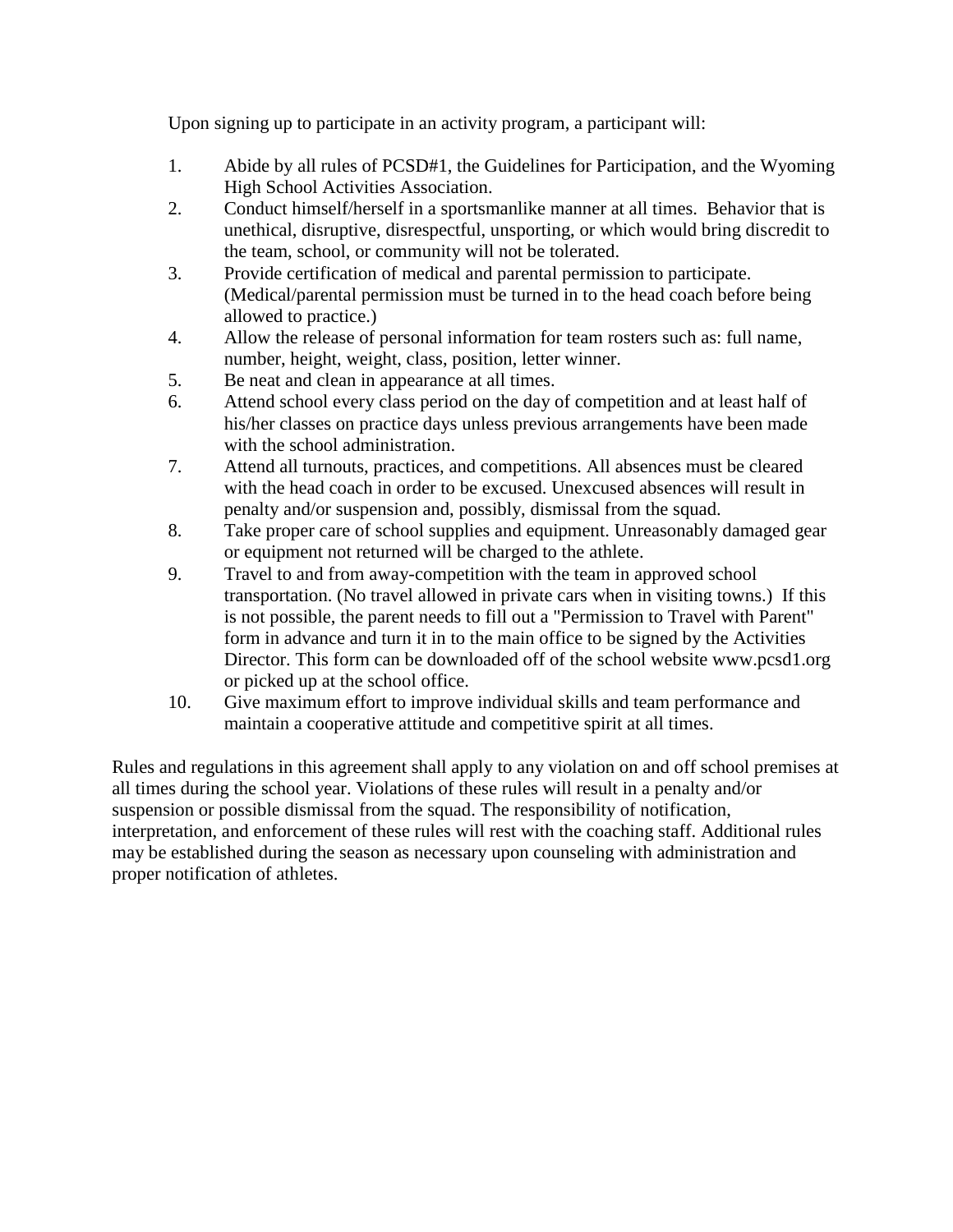Upon signing up to participate in an activity program, a participant will:

1. Abide by all rules of PCSD#1, the Guidelines for Participation, and the Wyoming High School Activities Association.
2. Conduct himself/herself in a sportsmanlike manner at all times. Behavior that is unethical, disruptive, disrespectful, unsporting, or which would bring discredit to the team, school, or community will not be tolerated.
3. Provide certification of medical and parental permission to participate. (Medical/parental permission must be turned in to the head coach before being allowed to practice.)
4. Allow the release of personal information for team rosters such as: full name, number, height, weight, class, position, letter winner.
5. Be neat and clean in appearance at all times.
6. Attend school every class period on the day of competition and at least half of his/her classes on practice days unless previous arrangements have been made with the school administration.
7. Attend all turnouts, practices, and competitions. All absences must be cleared with the head coach in order to be excused. Unexcused absences will result in penalty and/or suspension and, possibly, dismissal from the squad.
8. Take proper care of school supplies and equipment. Unreasonably damaged gear or equipment not returned will be charged to the athlete.
9. Travel to and from away-competition with the team in approved school transportation. (No travel allowed in private cars when in visiting towns.) If this is not possible, the parent needs to fill out a "Permission to Travel with Parent" form in advance and turn it in to the main office to be signed by the Activities Director. This form can be downloaded off of the school website www.pcsd1.org or picked up at the school office.
10. Give maximum effort to improve individual skills and team performance and maintain a cooperative attitude and competitive spirit at all times.

Rules and regulations in this agreement shall apply to any violation on and off school premises at all times during the school year. Violations of these rules will result in a penalty and/or suspension or possible dismissal from the squad. The responsibility of notification, interpretation, and enforcement of these rules will rest with the coaching staff. Additional rules may be established during the season as necessary upon counseling with administration and proper notification of athletes.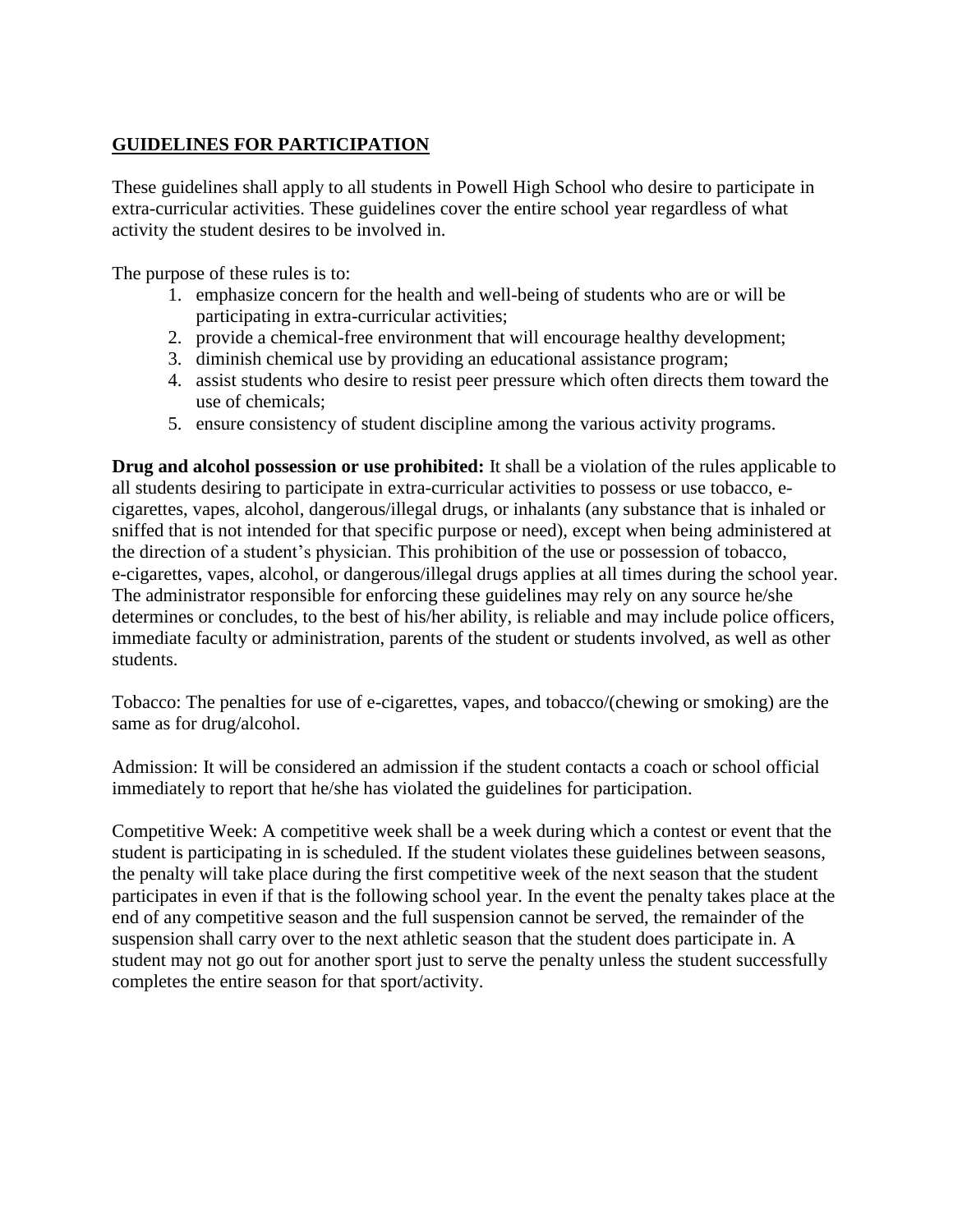## GUIDELINES FOR PARTICIPATION

These guidelines shall apply to all students in Powell High School who desire to participate in extra-curricular activities. These guidelines cover the entire school year regardless of what activity the student desires to be involved in.

The purpose of these rules is to:

1. emphasize concern for the health and well-being of students who are or will be participating in extra-curricular activities;
2. provide a chemical-free environment that will encourage healthy development;
3. diminish chemical use by providing an educational assistance program;
4. assist students who desire to resist peer pressure which often directs them toward the use of chemicals;
5. ensure consistency of student discipline among the various activity programs.

**Drug and alcohol possession or use prohibited:** It shall be a violation of the rules applicable to all students desiring to participate in extra-curricular activities to possess or use tobacco, e-cigarettes, vapes, alcohol, dangerous/illegal drugs, or inhalants (any substance that is inhaled or sniffed that is not intended for that specific purpose or need), except when being administered at the direction of a student's physician. This prohibition of the use or possession of tobacco, e-cigarettes, vapes, alcohol, or dangerous/illegal drugs applies at all times during the school year. The administrator responsible for enforcing these guidelines may rely on any source he/she determines or concludes, to the best of his/her ability, is reliable and may include police officers, immediate faculty or administration, parents of the student or students involved, as well as other students.

Tobacco: The penalties for use of e-cigarettes, vapes, and tobacco/(chewing or smoking) are the same as for drug/alcohol.

Admission: It will be considered an admission if the student contacts a coach or school official immediately to report that he/she has violated the guidelines for participation.

Competitive Week: A competitive week shall be a week during which a contest or event that the student is participating in is scheduled. If the student violates these guidelines between seasons, the penalty will take place during the first competitive week of the next season that the student participates in even if that is the following school year. In the event the penalty takes place at the end of any competitive season and the full suspension cannot be served, the remainder of the suspension shall carry over to the next athletic season that the student does participate in. A student may not go out for another sport just to serve the penalty unless the student successfully completes the entire season for that sport/activity.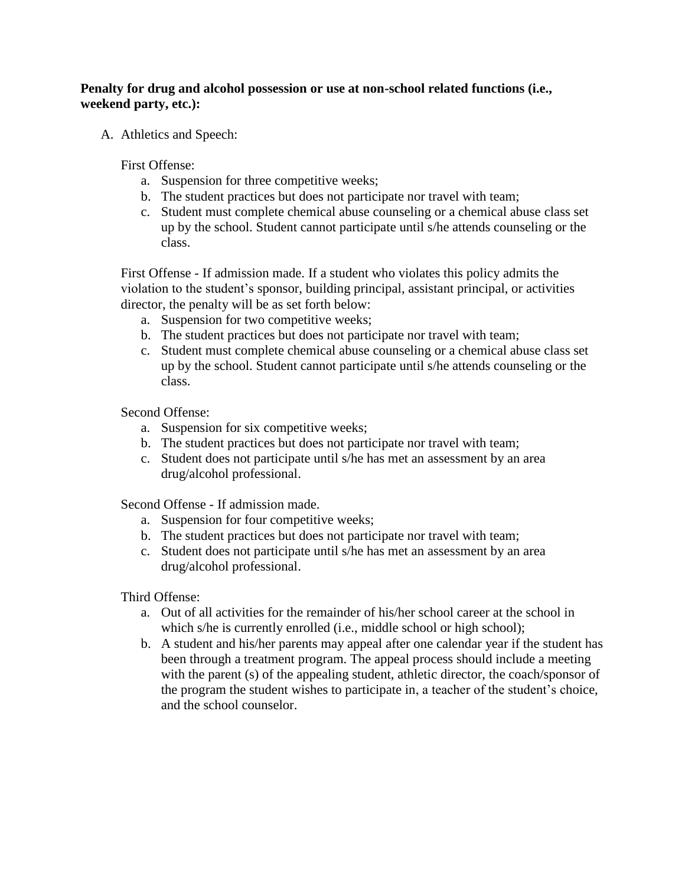**Penalty for drug and alcohol possession or use at non-school related functions (i.e., weekend party, etc.):**

A. Athletics and Speech:

First Offense:

a. Suspension for three competitive weeks;
b. The student practices but does not participate nor travel with team;
c. Student must complete chemical abuse counseling or a chemical abuse class set up by the school. Student cannot participate until s/he attends counseling or the class.

First Offense - If admission made. If a student who violates this policy admits the violation to the student's sponsor, building principal, assistant principal, or activities director, the penalty will be as set forth below:

a. Suspension for two competitive weeks;
b. The student practices but does not participate nor travel with team;
c. Student must complete chemical abuse counseling or a chemical abuse class set up by the school. Student cannot participate until s/he attends counseling or the class.

Second Offense:

a. Suspension for six competitive weeks;
b. The student practices but does not participate nor travel with team;
c. Student does not participate until s/he has met an assessment by an area drug/alcohol professional.

Second Offense - If admission made.

a. Suspension for four competitive weeks;
b. The student practices but does not participate nor travel with team;
c. Student does not participate until s/he has met an assessment by an area drug/alcohol professional.

Third Offense:

a. Out of all activities for the remainder of his/her school career at the school in which s/he is currently enrolled (i.e., middle school or high school);
b. A student and his/her parents may appeal after one calendar year if the student has been through a treatment program. The appeal process should include a meeting with the parent (s) of the appealing student, athletic director, the coach/sponsor of the program the student wishes to participate in, a teacher of the student's choice, and the school counselor.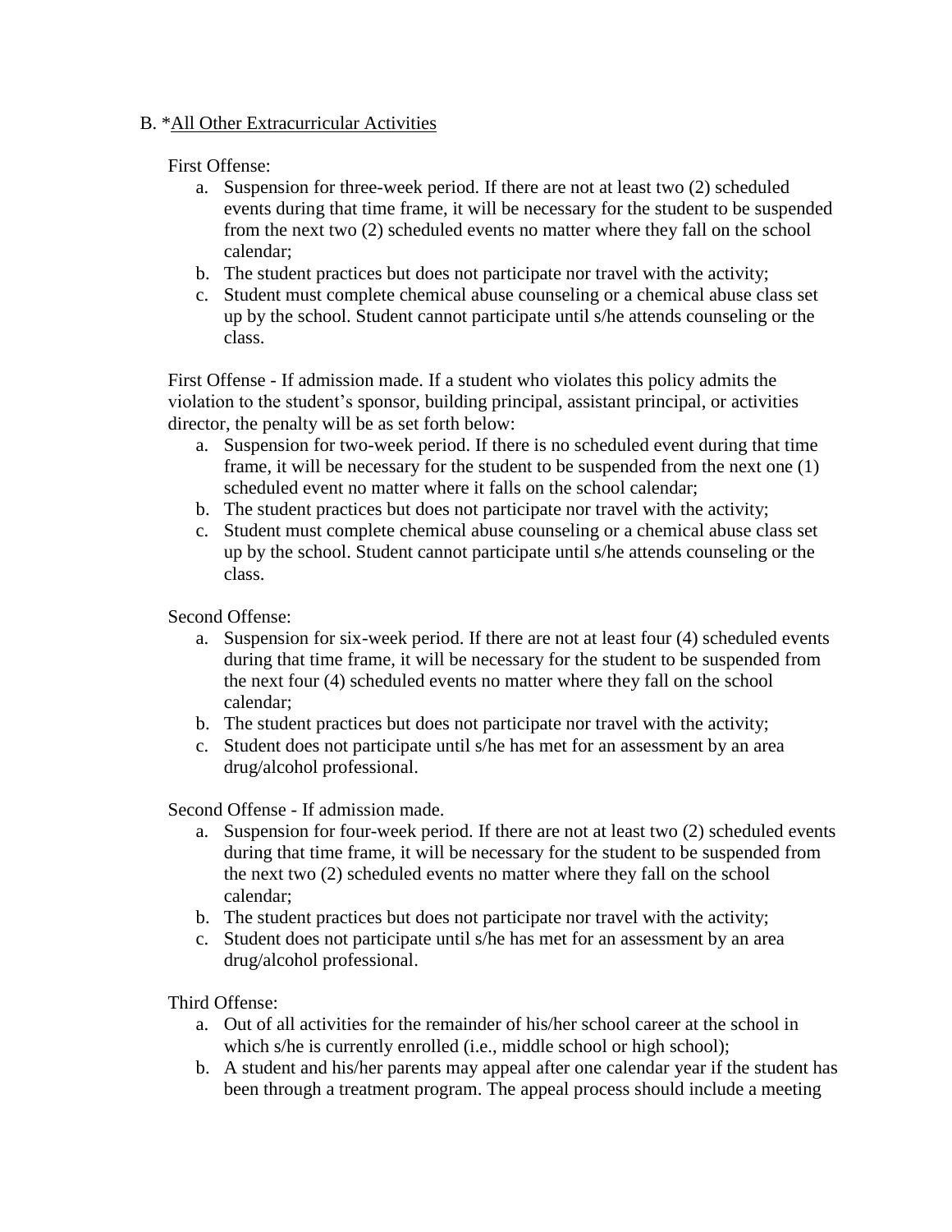B. *<u>All Other Extracurricular Activities</u>

First Offense:

a. Suspension for three-week period. If there are not at least two (2) scheduled events during that time frame, it will be necessary for the student to be suspended from the next two (2) scheduled events no matter where they fall on the school calendar;
b. The student practices but does not participate nor travel with the activity;
c. Student must complete chemical abuse counseling or a chemical abuse class set up by the school. Student cannot participate until s/he attends counseling or the class.

First Offense - If admission made. If a student who violates this policy admits the violation to the student's sponsor, building principal, assistant principal, or activities director, the penalty will be as set forth below:

a. Suspension for two-week period. If there is no scheduled event during that time frame, it will be necessary for the student to be suspended from the next one (1) scheduled event no matter where it falls on the school calendar;
b. The student practices but does not participate nor travel with the activity;
c. Student must complete chemical abuse counseling or a chemical abuse class set up by the school. Student cannot participate until s/he attends counseling or the class.

Second Offense:

a. Suspension for six-week period. If there are not at least four (4) scheduled events during that time frame, it will be necessary for the student to be suspended from the next four (4) scheduled events no matter where they fall on the school calendar;
b. The student practices but does not participate nor travel with the activity;
c. Student does not participate until s/he has met for an assessment by an area drug/alcohol professional.

Second Offense - If admission made.

a. Suspension for four-week period. If there are not at least two (2) scheduled events during that time frame, it will be necessary for the student to be suspended from the next two (2) scheduled events no matter where they fall on the school calendar;
b. The student practices but does not participate nor travel with the activity;
c. Student does not participate until s/he has met for an assessment by an area drug/alcohol professional.

Third Offense:

a. Out of all activities for the remainder of his/her school career at the school in which s/he is currently enrolled (i.e., middle school or high school);
b. A student and his/her parents may appeal after one calendar year if the student has been through a treatment program. The appeal process should include a meeting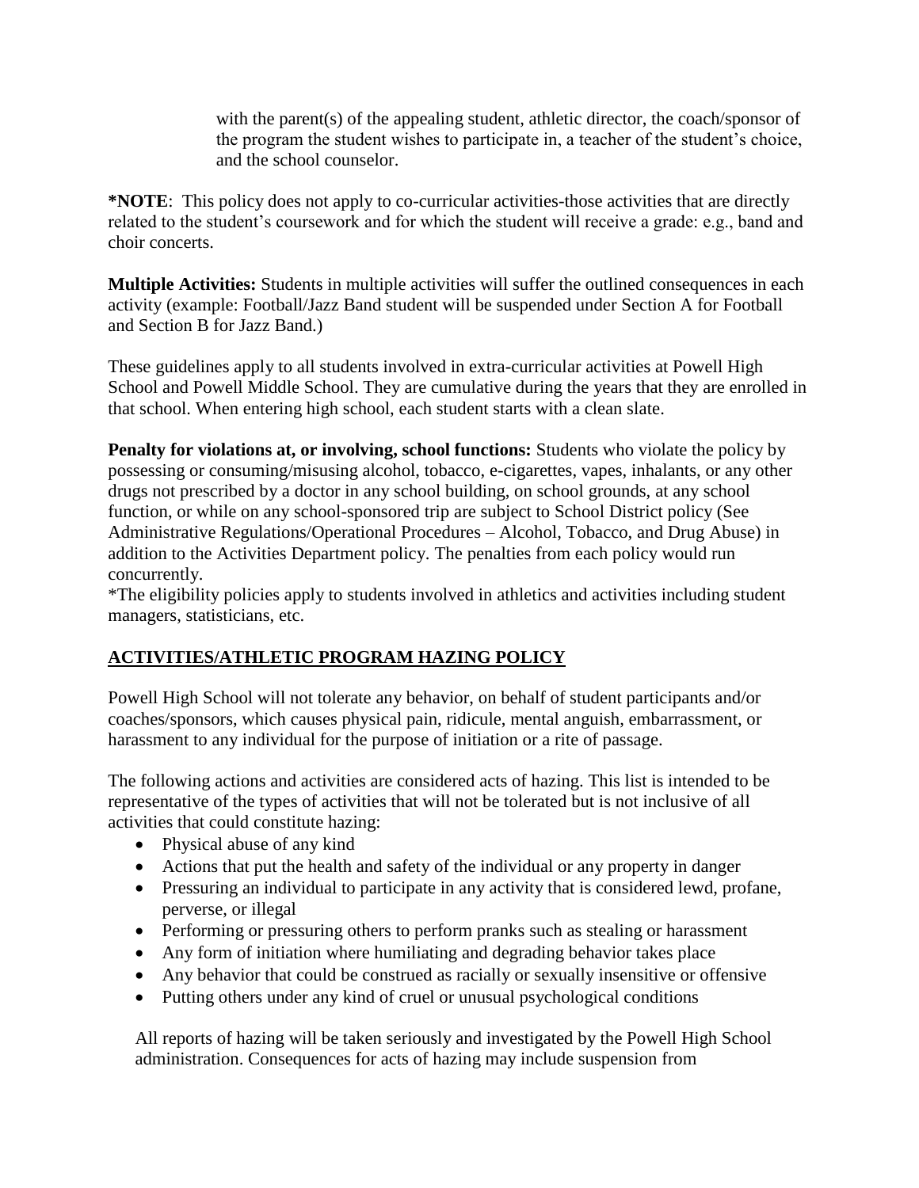with the parent(s) of the appealing student, athletic director, the coach/sponsor of the program the student wishes to participate in, a teacher of the student's choice, and the school counselor.

**\*NOTE**: This policy does not apply to co-curricular activities-those activities that are directly related to the student's coursework and for which the student will receive a grade: e.g., band and choir concerts.

**Multiple Activities:** Students in multiple activities will suffer the outlined consequences in each activity (example: Football/Jazz Band student will be suspended under Section A for Football and Section B for Jazz Band.)

These guidelines apply to all students involved in extra-curricular activities at Powell High School and Powell Middle School. They are cumulative during the years that they are enrolled in that school. When entering high school, each student starts with a clean slate.

**Penalty for violations at, or involving, school functions:** Students who violate the policy by possessing or consuming/misusing alcohol, tobacco, e-cigarettes, vapes, inhalants, or any other drugs not prescribed by a doctor in any school building, on school grounds, at any school function, or while on any school-sponsored trip are subject to School District policy (See Administrative Regulations/Operational Procedures – Alcohol, Tobacco, and Drug Abuse) in addition to the Activities Department policy. The penalties from each policy would run concurrently.

\*The eligibility policies apply to students involved in athletics and activities including student managers, statisticians, etc.

## ACTIVITIES/ATHLETIC PROGRAM HAZING POLICY

Powell High School will not tolerate any behavior, on behalf of student participants and/or coaches/sponsors, which causes physical pain, ridicule, mental anguish, embarrassment, or harassment to any individual for the purpose of initiation or a rite of passage.

The following actions and activities are considered acts of hazing. This list is intended to be representative of the types of activities that will not be tolerated but is not inclusive of all activities that could constitute hazing:

- Physical abuse of any kind
- Actions that put the health and safety of the individual or any property in danger
- Pressuring an individual to participate in any activity that is considered lewd, profane, perverse, or illegal
- Performing or pressuring others to perform pranks such as stealing or harassment
- Any form of initiation where humiliating and degrading behavior takes place
- Any behavior that could be construed as racially or sexually insensitive or offensive
- Putting others under any kind of cruel or unusual psychological conditions

All reports of hazing will be taken seriously and investigated by the Powell High School administration. Consequences for acts of hazing may include suspension from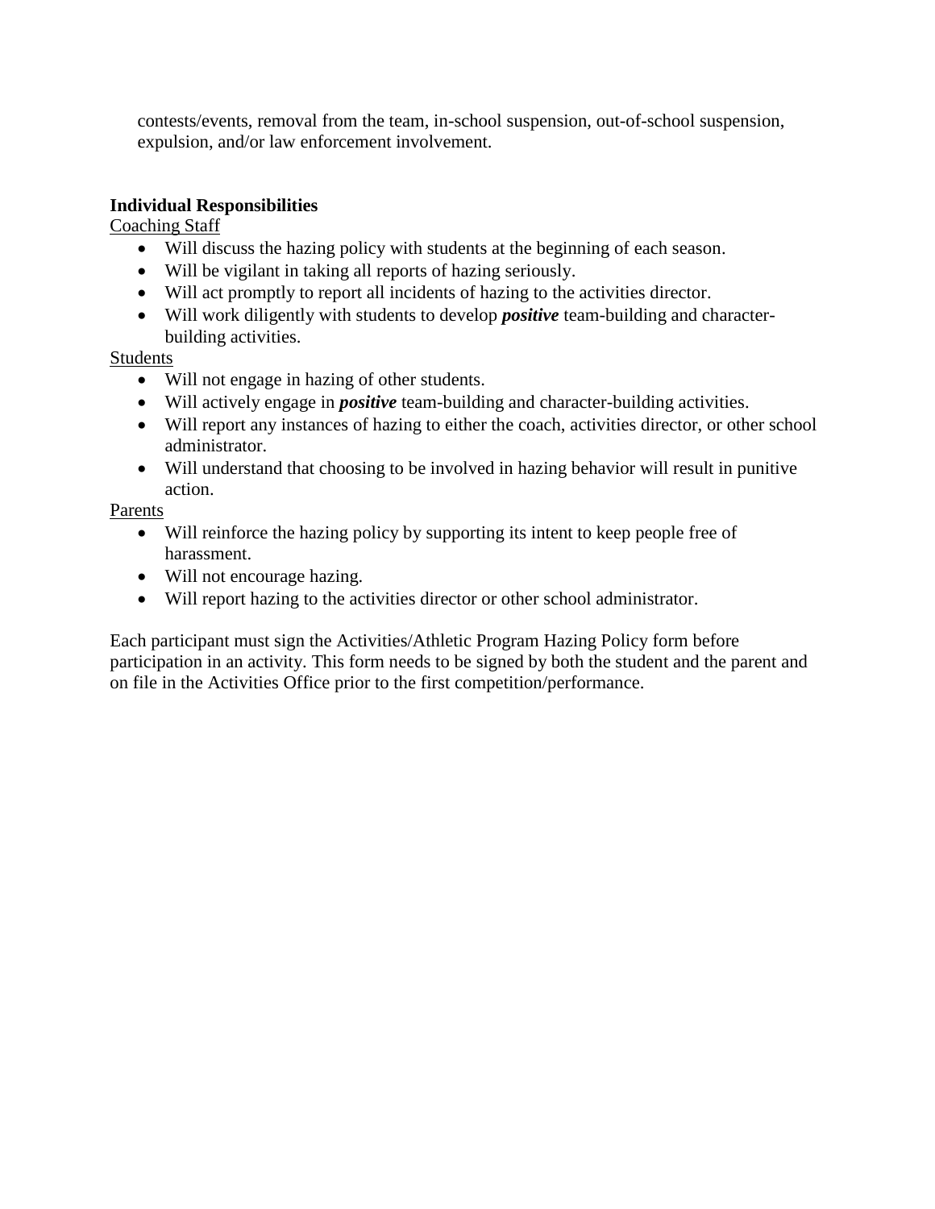contests/events, removal from the team, in-school suspension, out-of-school suspension, expulsion, and/or law enforcement involvement.

**Individual Responsibilities**

Coaching Staff

- Will discuss the hazing policy with students at the beginning of each season.
- Will be vigilant in taking all reports of hazing seriously.
- Will act promptly to report all incidents of hazing to the activities director.
- Will work diligently with students to develop ***positive*** team-building and character-building activities.

Students

- Will not engage in hazing of other students.
- Will actively engage in ***positive*** team-building and character-building activities.
- Will report any instances of hazing to either the coach, activities director, or other school administrator.
- Will understand that choosing to be involved in hazing behavior will result in punitive action.

Parents

- Will reinforce the hazing policy by supporting its intent to keep people free of harassment.
- Will not encourage hazing.
- Will report hazing to the activities director or other school administrator.

Each participant must sign the Activities/Athletic Program Hazing Policy form before participation in an activity. This form needs to be signed by both the student and the parent and on file in the Activities Office prior to the first competition/performance.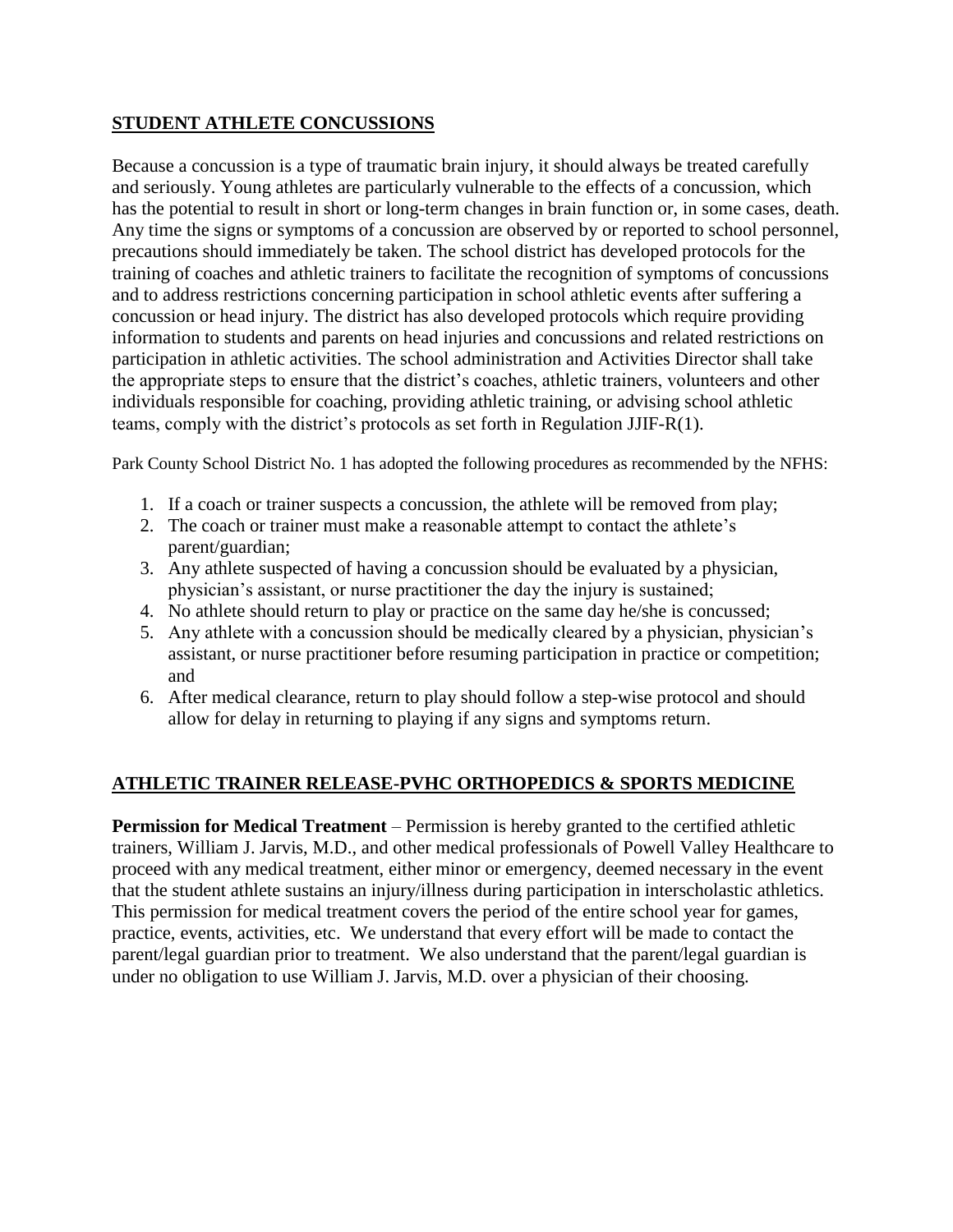## STUDENT ATHLETE CONCUSSIONS

Because a concussion is a type of traumatic brain injury, it should always be treated carefully and seriously. Young athletes are particularly vulnerable to the effects of a concussion, which has the potential to result in short or long-term changes in brain function or, in some cases, death. Any time the signs or symptoms of a concussion are observed by or reported to school personnel, precautions should immediately be taken. The school district has developed protocols for the training of coaches and athletic trainers to facilitate the recognition of symptoms of concussions and to address restrictions concerning participation in school athletic events after suffering a concussion or head injury. The district has also developed protocols which require providing information to students and parents on head injuries and concussions and related restrictions on participation in athletic activities. The school administration and Activities Director shall take the appropriate steps to ensure that the district's coaches, athletic trainers, volunteers and other individuals responsible for coaching, providing athletic training, or advising school athletic teams, comply with the district's protocols as set forth in Regulation JJIF-R(1).

Park County School District No. 1 has adopted the following procedures as recommended by the NFHS:

1. If a coach or trainer suspects a concussion, the athlete will be removed from play;
2. The coach or trainer must make a reasonable attempt to contact the athlete's parent/guardian;
3. Any athlete suspected of having a concussion should be evaluated by a physician, physician's assistant, or nurse practitioner the day the injury is sustained;
4. No athlete should return to play or practice on the same day he/she is concussed;
5. Any athlete with a concussion should be medically cleared by a physician, physician's assistant, or nurse practitioner before resuming participation in practice or competition; and
6. After medical clearance, return to play should follow a step-wise protocol and should allow for delay in returning to playing if any signs and symptoms return.

## ATHLETIC TRAINER RELEASE-PVHC ORTHOPEDICS & SPORTS MEDICINE

**Permission for Medical Treatment** – Permission is hereby granted to the certified athletic trainers, William J. Jarvis, M.D., and other medical professionals of Powell Valley Healthcare to proceed with any medical treatment, either minor or emergency, deemed necessary in the event that the student athlete sustains an injury/illness during participation in interscholastic athletics. This permission for medical treatment covers the period of the entire school year for games, practice, events, activities, etc. We understand that every effort will be made to contact the parent/legal guardian prior to treatment. We also understand that the parent/legal guardian is under no obligation to use William J. Jarvis, M.D. over a physician of their choosing.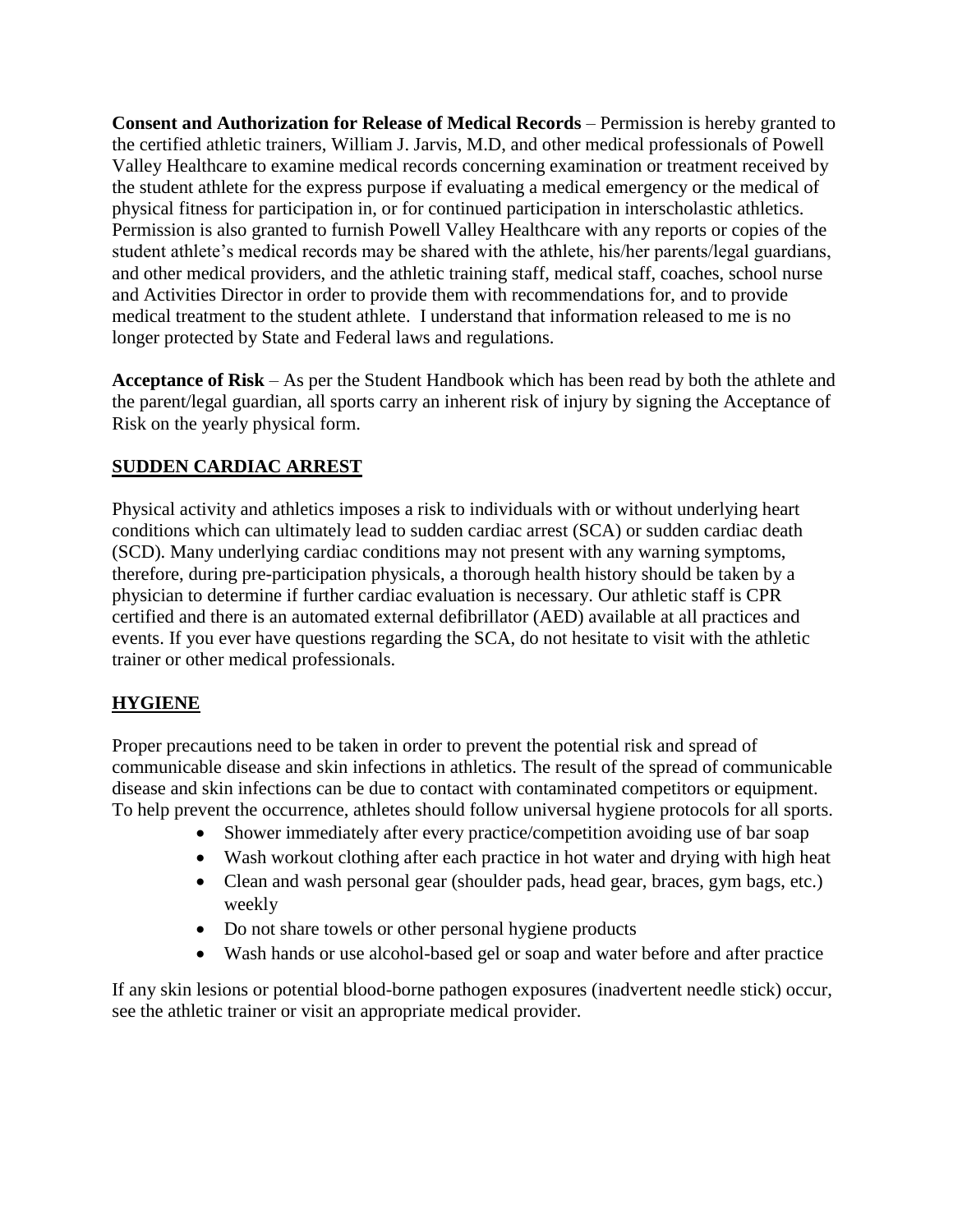**Consent and Authorization for Release of Medical Records** – Permission is hereby granted to the certified athletic trainers, William J. Jarvis, M.D, and other medical professionals of Powell Valley Healthcare to examine medical records concerning examination or treatment received by the student athlete for the express purpose if evaluating a medical emergency or the medical of physical fitness for participation in, or for continued participation in interscholastic athletics. Permission is also granted to furnish Powell Valley Healthcare with any reports or copies of the student athlete's medical records may be shared with the athlete, his/her parents/legal guardians, and other medical providers, and the athletic training staff, medical staff, coaches, school nurse and Activities Director in order to provide them with recommendations for, and to provide medical treatment to the student athlete. I understand that information released to me is no longer protected by State and Federal laws and regulations.

**Acceptance of Risk** – As per the Student Handbook which has been read by both the athlete and the parent/legal guardian, all sports carry an inherent risk of injury by signing the Acceptance of Risk on the yearly physical form.

## SUDDEN CARDIAC ARREST

Physical activity and athletics imposes a risk to individuals with or without underlying heart conditions which can ultimately lead to sudden cardiac arrest (SCA) or sudden cardiac death (SCD). Many underlying cardiac conditions may not present with any warning symptoms, therefore, during pre-participation physicals, a thorough health history should be taken by a physician to determine if further cardiac evaluation is necessary. Our athletic staff is CPR certified and there is an automated external defibrillator (AED) available at all practices and events. If you ever have questions regarding the SCA, do not hesitate to visit with the athletic trainer or other medical professionals.

## HYGIENE

Proper precautions need to be taken in order to prevent the potential risk and spread of communicable disease and skin infections in athletics. The result of the spread of communicable disease and skin infections can be due to contact with contaminated competitors or equipment. To help prevent the occurrence, athletes should follow universal hygiene protocols for all sports.

- Shower immediately after every practice/competition avoiding use of bar soap
- Wash workout clothing after each practice in hot water and drying with high heat
- Clean and wash personal gear (shoulder pads, head gear, braces, gym bags, etc.) weekly
- Do not share towels or other personal hygiene products
- Wash hands or use alcohol-based gel or soap and water before and after practice

If any skin lesions or potential blood-borne pathogen exposures (inadvertent needle stick) occur, see the athletic trainer or visit an appropriate medical provider.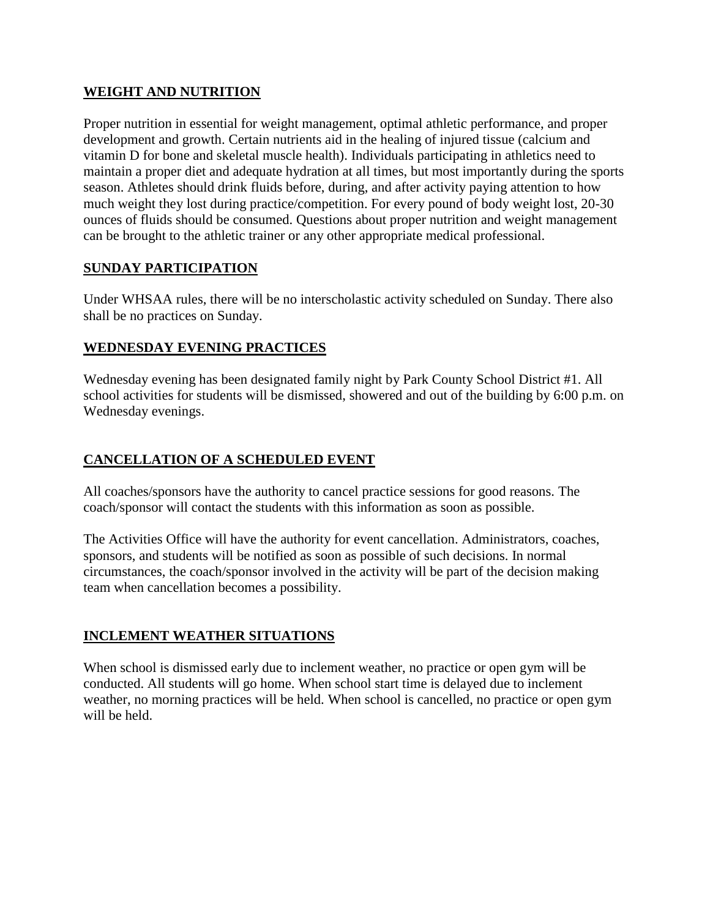## **WEIGHT AND NUTRITION**

Proper nutrition in essential for weight management, optimal athletic performance, and proper development and growth. Certain nutrients aid in the healing of injured tissue (calcium and vitamin D for bone and skeletal muscle health). Individuals participating in athletics need to maintain a proper diet and adequate hydration at all times, but most importantly during the sports season. Athletes should drink fluids before, during, and after activity paying attention to how much weight they lost during practice/competition. For every pound of body weight lost, 20-30 ounces of fluids should be consumed. Questions about proper nutrition and weight management can be brought to the athletic trainer or any other appropriate medical professional.

## **SUNDAY PARTICIPATION**

Under WHSAA rules, there will be no interscholastic activity scheduled on Sunday. There also shall be no practices on Sunday.

## **WEDNESDAY EVENING PRACTICES**

Wednesday evening has been designated family night by Park County School District #1. All school activities for students will be dismissed, showered and out of the building by 6:00 p.m. on Wednesday evenings.

## **CANCELLATION OF A SCHEDULED EVENT**

All coaches/sponsors have the authority to cancel practice sessions for good reasons. The coach/sponsor will contact the students with this information as soon as possible.

The Activities Office will have the authority for event cancellation. Administrators, coaches, sponsors, and students will be notified as soon as possible of such decisions. In normal circumstances, the coach/sponsor involved in the activity will be part of the decision making team when cancellation becomes a possibility.

## **INCLEMENT WEATHER SITUATIONS**

When school is dismissed early due to inclement weather, no practice or open gym will be conducted. All students will go home. When school start time is delayed due to inclement weather, no morning practices will be held. When school is cancelled, no practice or open gym will be held.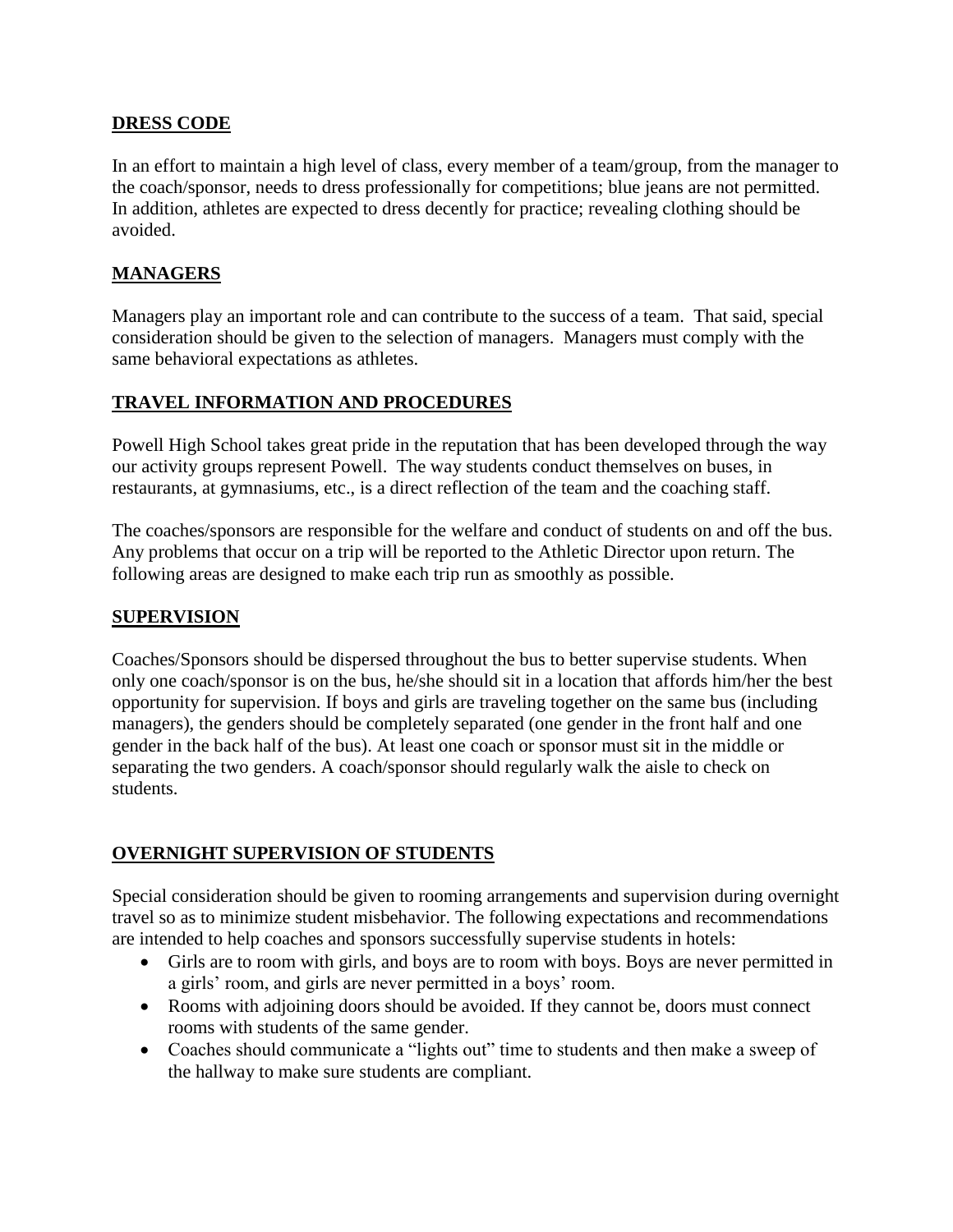## DRESS CODE

In an effort to maintain a high level of class, every member of a team/group, from the manager to the coach/sponsor, needs to dress professionally for competitions; blue jeans are not permitted. In addition, athletes are expected to dress decently for practice; revealing clothing should be avoided.

## MANAGERS

Managers play an important role and can contribute to the success of a team. That said, special consideration should be given to the selection of managers. Managers must comply with the same behavioral expectations as athletes.

## TRAVEL INFORMATION AND PROCEDURES

Powell High School takes great pride in the reputation that has been developed through the way our activity groups represent Powell. The way students conduct themselves on buses, in restaurants, at gymnasiums, etc., is a direct reflection of the team and the coaching staff.

The coaches/sponsors are responsible for the welfare and conduct of students on and off the bus. Any problems that occur on a trip will be reported to the Athletic Director upon return. The following areas are designed to make each trip run as smoothly as possible.

## SUPERVISION

Coaches/Sponsors should be dispersed throughout the bus to better supervise students. When only one coach/sponsor is on the bus, he/she should sit in a location that affords him/her the best opportunity for supervision. If boys and girls are traveling together on the same bus (including managers), the genders should be completely separated (one gender in the front half and one gender in the back half of the bus). At least one coach or sponsor must sit in the middle or separating the two genders. A coach/sponsor should regularly walk the aisle to check on students.

## OVERNIGHT SUPERVISION OF STUDENTS

Special consideration should be given to rooming arrangements and supervision during overnight travel so as to minimize student misbehavior. The following expectations and recommendations are intended to help coaches and sponsors successfully supervise students in hotels:

- Girls are to room with girls, and boys are to room with boys. Boys are never permitted in a girls' room, and girls are never permitted in a boys' room.
- Rooms with adjoining doors should be avoided. If they cannot be, doors must connect rooms with students of the same gender.
- Coaches should communicate a "lights out" time to students and then make a sweep of the hallway to make sure students are compliant.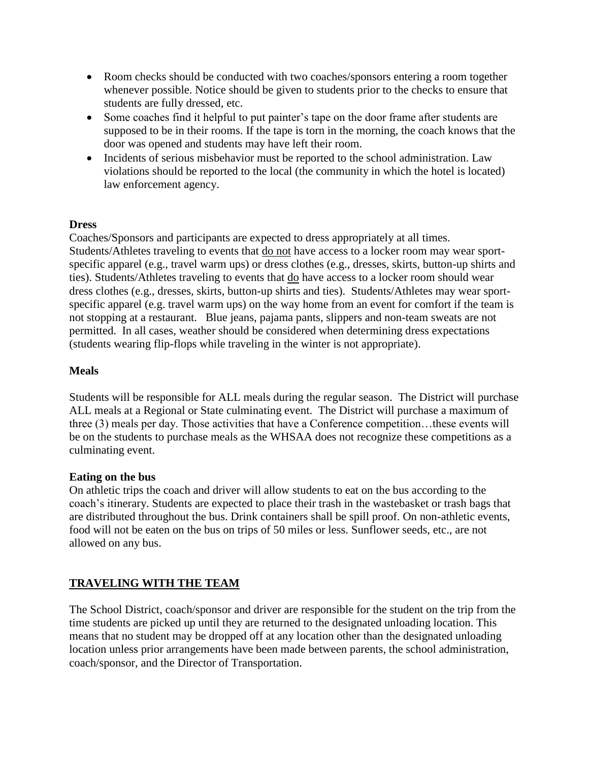- Room checks should be conducted with two coaches/sponsors entering a room together whenever possible. Notice should be given to students prior to the checks to ensure that students are fully dressed, etc.
- Some coaches find it helpful to put painter's tape on the door frame after students are supposed to be in their rooms. If the tape is torn in the morning, the coach knows that the door was opened and students may have left their room.
- Incidents of serious misbehavior must be reported to the school administration. Law violations should be reported to the local (the community in which the hotel is located) law enforcement agency.

**Dress**

Coaches/Sponsors and participants are expected to dress appropriately at all times. Students/Athletes traveling to events that <u>do not</u> have access to a locker room may wear sport-specific apparel (e.g., travel warm ups) or dress clothes (e.g., dresses, skirts, button-up shirts and ties). Students/Athletes traveling to events that <u>do</u> have access to a locker room should wear dress clothes (e.g., dresses, skirts, button-up shirts and ties). Students/Athletes may wear sport-specific apparel (e.g. travel warm ups) on the way home from an event for comfort if the team is not stopping at a restaurant. Blue jeans, pajama pants, slippers and non-team sweats are not permitted. In all cases, weather should be considered when determining dress expectations (students wearing flip-flops while traveling in the winter is not appropriate).

**Meals**

Students will be responsible for ALL meals during the regular season. The District will purchase ALL meals at a Regional or State culminating event. The District will purchase a maximum of three (3) meals per day. Those activities that have a Conference competition…these events will be on the students to purchase meals as the WHSAA does not recognize these competitions as a culminating event.

**Eating on the bus**

On athletic trips the coach and driver will allow students to eat on the bus according to the coach's itinerary. Students are expected to place their trash in the wastebasket or trash bags that are distributed throughout the bus. Drink containers shall be spill proof. On non-athletic events, food will not be eaten on the bus on trips of 50 miles or less. Sunflower seeds, etc., are not allowed on any bus.

## <u>TRAVELING WITH THE TEAM</u>

The School District, coach/sponsor and driver are responsible for the student on the trip from the time students are picked up until they are returned to the designated unloading location. This means that no student may be dropped off at any location other than the designated unloading location unless prior arrangements have been made between parents, the school administration, coach/sponsor, and the Director of Transportation.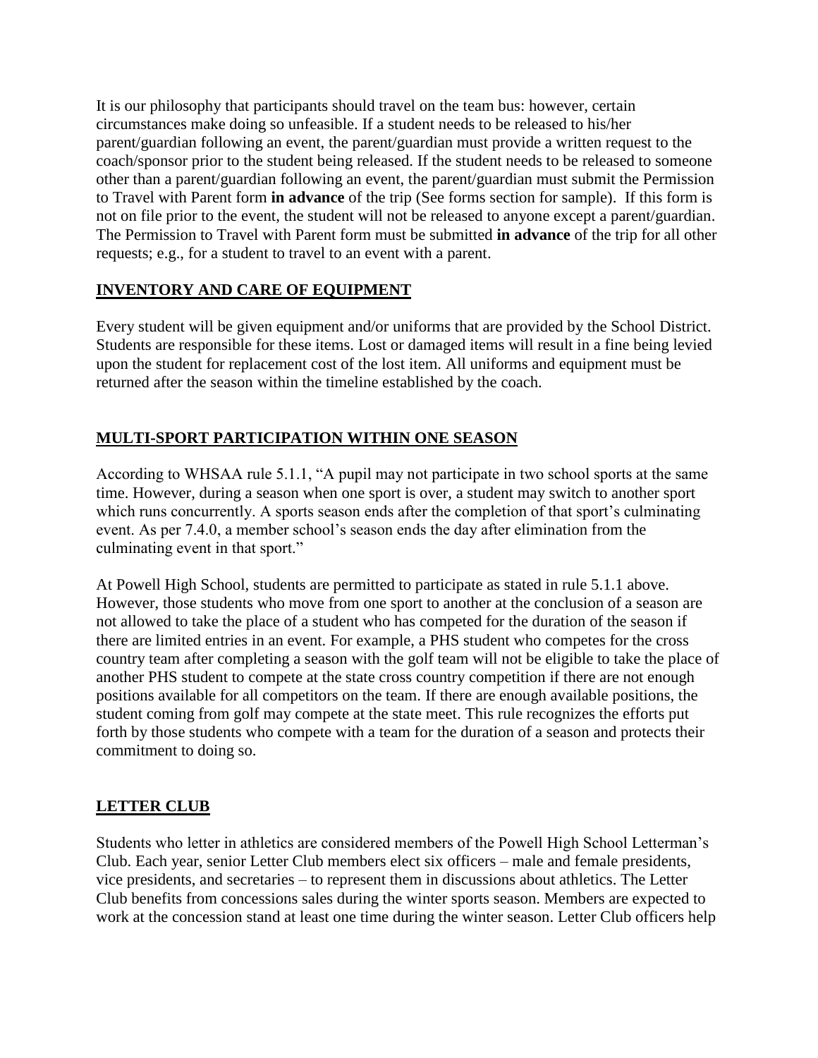It is our philosophy that participants should travel on the team bus: however, certain circumstances make doing so unfeasible. If a student needs to be released to his/her parent/guardian following an event, the parent/guardian must provide a written request to the coach/sponsor prior to the student being released. If the student needs to be released to someone other than a parent/guardian following an event, the parent/guardian must submit the Permission to Travel with Parent form **in advance** of the trip (See forms section for sample). If this form is not on file prior to the event, the student will not be released to anyone except a parent/guardian. The Permission to Travel with Parent form must be submitted **in advance** of the trip for all other requests; e.g., for a student to travel to an event with a parent.

## INVENTORY AND CARE OF EQUIPMENT

Every student will be given equipment and/or uniforms that are provided by the School District. Students are responsible for these items. Lost or damaged items will result in a fine being levied upon the student for replacement cost of the lost item. All uniforms and equipment must be returned after the season within the timeline established by the coach.

## MULTI-SPORT PARTICIPATION WITHIN ONE SEASON

According to WHSAA rule 5.1.1, "A pupil may not participate in two school sports at the same time. However, during a season when one sport is over, a student may switch to another sport which runs concurrently. A sports season ends after the completion of that sport's culminating event. As per 7.4.0, a member school's season ends the day after elimination from the culminating event in that sport."

At Powell High School, students are permitted to participate as stated in rule 5.1.1 above. However, those students who move from one sport to another at the conclusion of a season are not allowed to take the place of a student who has competed for the duration of the season if there are limited entries in an event. For example, a PHS student who competes for the cross country team after completing a season with the golf team will not be eligible to take the place of another PHS student to compete at the state cross country competition if there are not enough positions available for all competitors on the team. If there are enough available positions, the student coming from golf may compete at the state meet. This rule recognizes the efforts put forth by those students who compete with a team for the duration of a season and protects their commitment to doing so.

## LETTER CLUB

Students who letter in athletics are considered members of the Powell High School Letterman's Club. Each year, senior Letter Club members elect six officers – male and female presidents, vice presidents, and secretaries – to represent them in discussions about athletics. The Letter Club benefits from concessions sales during the winter sports season. Members are expected to work at the concession stand at least one time during the winter season. Letter Club officers help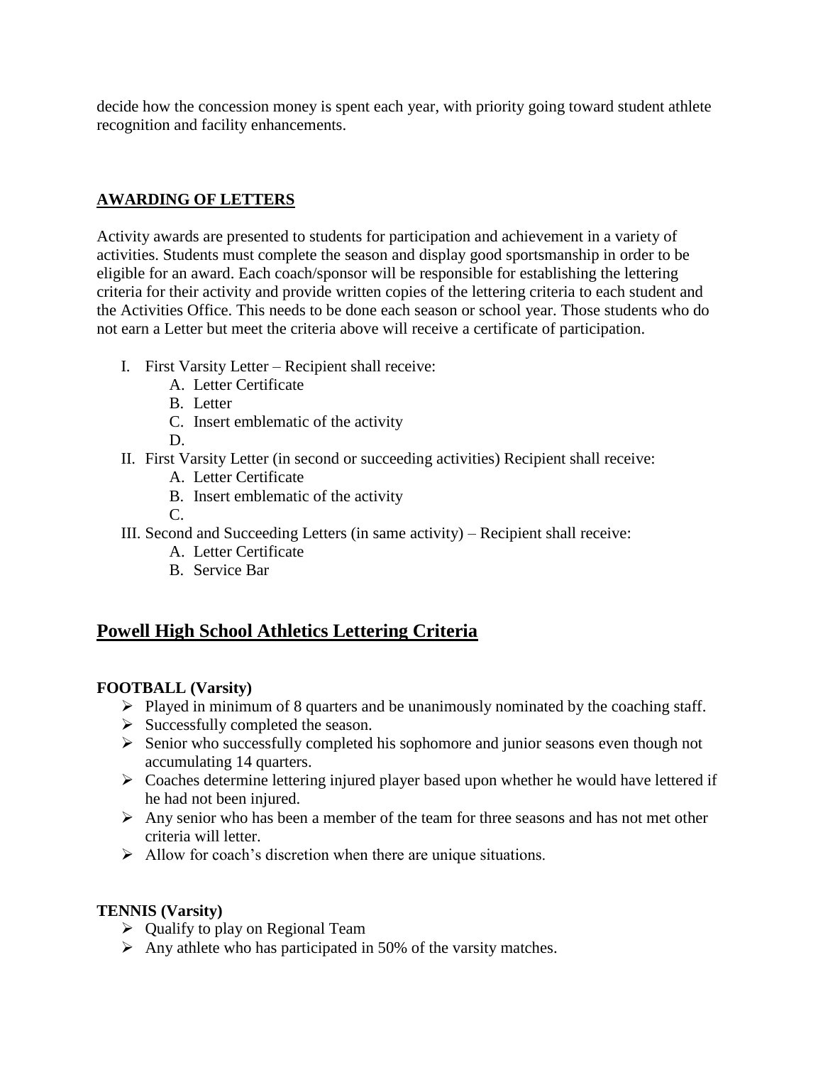decide how the concession money is spent each year, with priority going toward student athlete recognition and facility enhancements.

## AWARDING OF LETTERS

Activity awards are presented to students for participation and achievement in a variety of activities. Students must complete the season and display good sportsmanship in order to be eligible for an award. Each coach/sponsor will be responsible for establishing the lettering criteria for their activity and provide written copies of the lettering criteria to each student and the Activities Office. This needs to be done each season or school year. Those students who do not earn a Letter but meet the criteria above will receive a certificate of participation.

I. First Varsity Letter – Recipient shall receive:
   A. Letter Certificate
   B. Letter
   C. Insert emblematic of the activity
   D.
II. First Varsity Letter (in second or succeeding activities) Recipient shall receive:
   A. Letter Certificate
   B. Insert emblematic of the activity
   C.
III. Second and Succeeding Letters (in same activity) – Recipient shall receive:
   A. Letter Certificate
   B. Service Bar

# Powell High School Athletics Lettering Criteria

**FOOTBALL (Varsity)**

- Played in minimum of 8 quarters and be unanimously nominated by the coaching staff.
- Successfully completed the season.
- Senior who successfully completed his sophomore and junior seasons even though not accumulating 14 quarters.
- Coaches determine lettering injured player based upon whether he would have lettered if he had not been injured.
- Any senior who has been a member of the team for three seasons and has not met other criteria will letter.
- Allow for coach's discretion when there are unique situations.

**TENNIS (Varsity)**

- Qualify to play on Regional Team
- Any athlete who has participated in 50% of the varsity matches.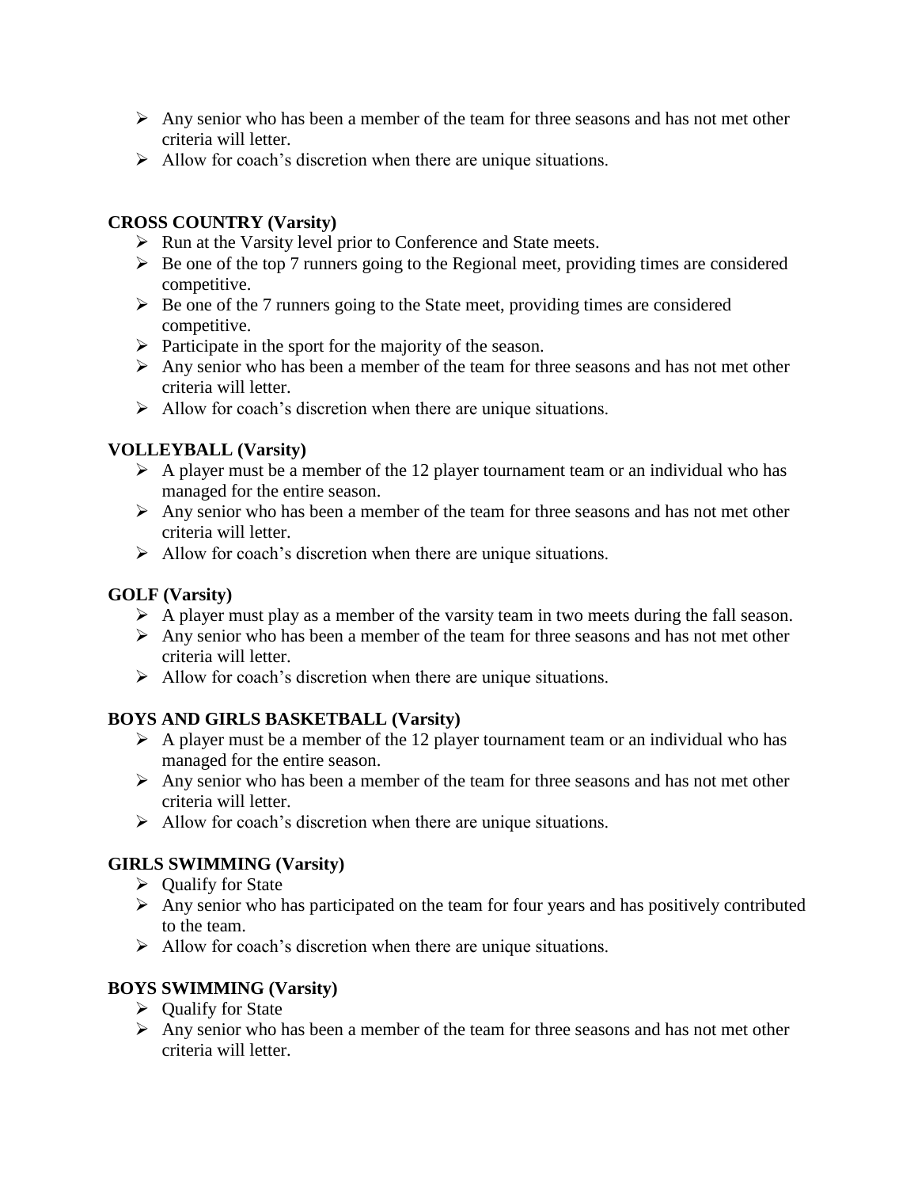- Any senior who has been a member of the team for three seasons and has not met other criteria will letter.
- Allow for coach's discretion when there are unique situations.

**CROSS COUNTRY (Varsity)**

- Run at the Varsity level prior to Conference and State meets.
- Be one of the top 7 runners going to the Regional meet, providing times are considered competitive.
- Be one of the 7 runners going to the State meet, providing times are considered competitive.
- Participate in the sport for the majority of the season.
- Any senior who has been a member of the team for three seasons and has not met other criteria will letter.
- Allow for coach's discretion when there are unique situations.

**VOLLEYBALL (Varsity)**

- A player must be a member of the 12 player tournament team or an individual who has managed for the entire season.
- Any senior who has been a member of the team for three seasons and has not met other criteria will letter.
- Allow for coach's discretion when there are unique situations.

**GOLF (Varsity)**

- A player must play as a member of the varsity team in two meets during the fall season.
- Any senior who has been a member of the team for three seasons and has not met other criteria will letter.
- Allow for coach's discretion when there are unique situations.

**BOYS AND GIRLS BASKETBALL (Varsity)**

- A player must be a member of the 12 player tournament team or an individual who has managed for the entire season.
- Any senior who has been a member of the team for three seasons and has not met other criteria will letter.
- Allow for coach's discretion when there are unique situations.

**GIRLS SWIMMING (Varsity)**

- Qualify for State
- Any senior who has participated on the team for four years and has positively contributed to the team.
- Allow for coach's discretion when there are unique situations.

**BOYS SWIMMING (Varsity)**

- Qualify for State
- Any senior who has been a member of the team for three seasons and has not met other criteria will letter.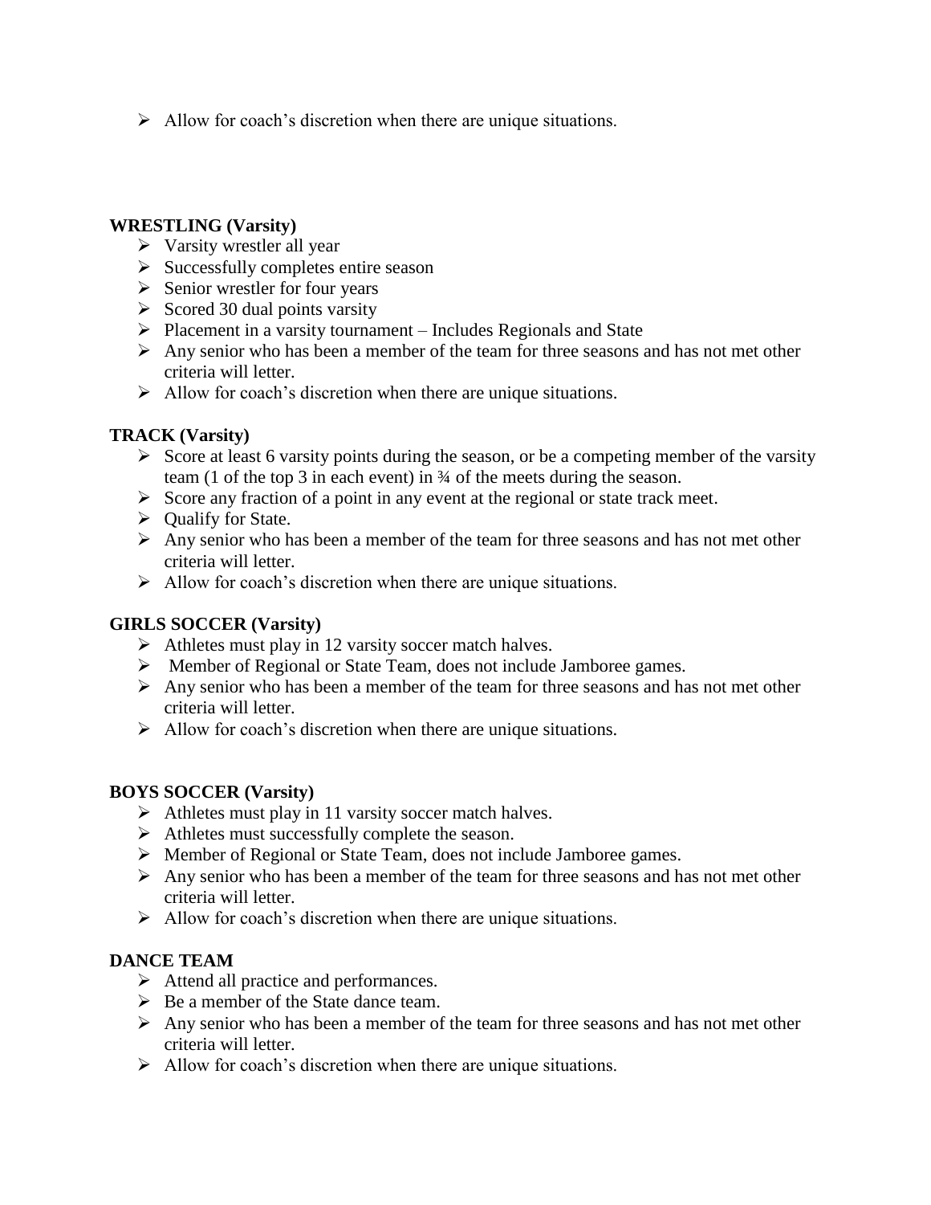- Allow for coach's discretion when there are unique situations.

**WRESTLING (Varsity)**

- Varsity wrestler all year
- Successfully completes entire season
- Senior wrestler for four years
- Scored 30 dual points varsity
- Placement in a varsity tournament – Includes Regionals and State
- Any senior who has been a member of the team for three seasons and has not met other criteria will letter.
- Allow for coach's discretion when there are unique situations.

**TRACK (Varsity)**

- Score at least 6 varsity points during the season, or be a competing member of the varsity team (1 of the top 3 in each event) in ¾ of the meets during the season.
- Score any fraction of a point in any event at the regional or state track meet.
- Qualify for State.
- Any senior who has been a member of the team for three seasons and has not met other criteria will letter.
- Allow for coach's discretion when there are unique situations.

**GIRLS SOCCER (Varsity)**

- Athletes must play in 12 varsity soccer match halves.
- Member of Regional or State Team, does not include Jamboree games.
- Any senior who has been a member of the team for three seasons and has not met other criteria will letter.
- Allow for coach's discretion when there are unique situations.

**BOYS SOCCER (Varsity)**

- Athletes must play in 11 varsity soccer match halves.
- Athletes must successfully complete the season.
- Member of Regional or State Team, does not include Jamboree games.
- Any senior who has been a member of the team for three seasons and has not met other criteria will letter.
- Allow for coach's discretion when there are unique situations.

**DANCE TEAM**

- Attend all practice and performances.
- Be a member of the State dance team.
- Any senior who has been a member of the team for three seasons and has not met other criteria will letter.
- Allow for coach's discretion when there are unique situations.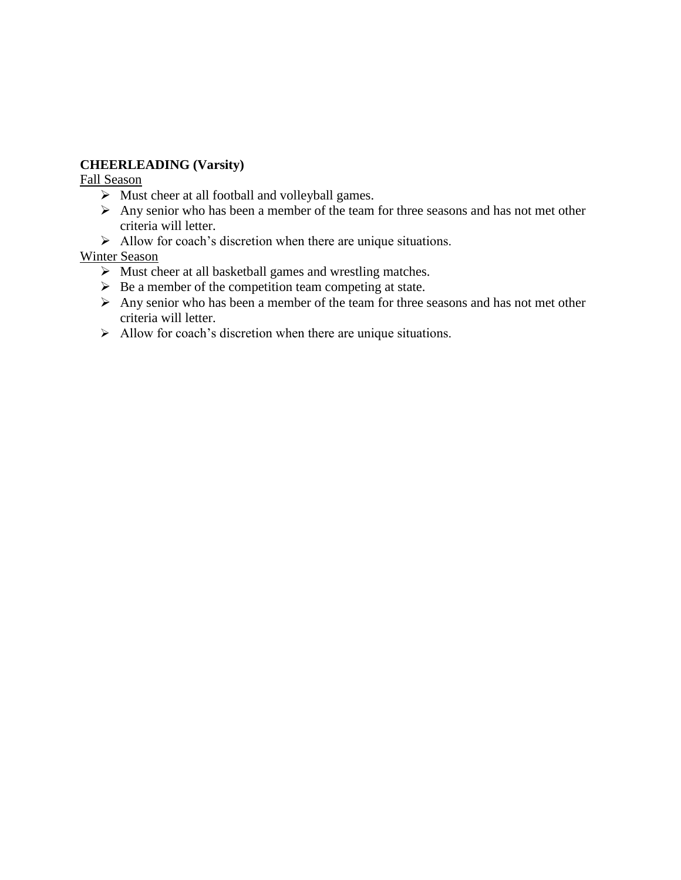**CHEERLEADING (Varsity)**

Fall Season

- Must cheer at all football and volleyball games.
- Any senior who has been a member of the team for three seasons and has not met other criteria will letter.
- Allow for coach's discretion when there are unique situations.

Winter Season

- Must cheer at all basketball games and wrestling matches.
- Be a member of the competition team competing at state.
- Any senior who has been a member of the team for three seasons and has not met other criteria will letter.
- Allow for coach's discretion when there are unique situations.